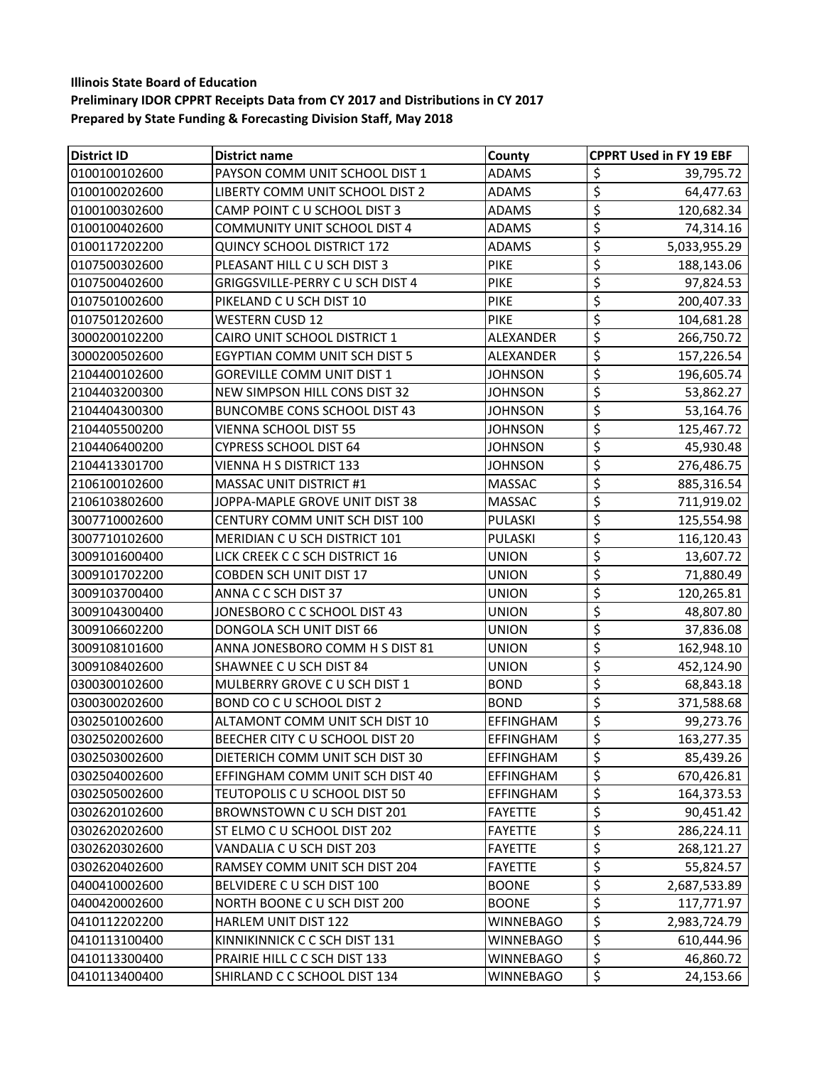**Illinois State Board of Education**

**Preliminary IDOR CPPRT Receipts Data from CY 2017 and Distributions in CY 2017**

**Prepared by State Funding & Forecasting Division Staff, May 2018**

| District ID | District name | County | CPPRT Used in FY 19 EBF |
|---|---|---|---|
| 0100100102600 | PAYSON COMM UNIT SCHOOL DIST 1 | ADAMS | $ 39,795.72 |
| 0100100202600 | LIBERTY COMM UNIT SCHOOL DIST 2 | ADAMS | $ 64,477.63 |
| 0100100302600 | CAMP POINT C U SCHOOL DIST 3 | ADAMS | $ 120,682.34 |
| 0100100402600 | COMMUNITY UNIT SCHOOL DIST 4 | ADAMS | $ 74,314.16 |
| 0100117202200 | QUINCY SCHOOL DISTRICT 172 | ADAMS | $ 5,033,955.29 |
| 0107500302600 | PLEASANT HILL C U SCH DIST 3 | PIKE | $ 188,143.06 |
| 0107500402600 | GRIGGSVILLE-PERRY C U SCH DIST 4 | PIKE | $ 97,824.53 |
| 0107501002600 | PIKELAND C U SCH DIST 10 | PIKE | $ 200,407.33 |
| 0107501202600 | WESTERN CUSD 12 | PIKE | $ 104,681.28 |
| 3000200102200 | CAIRO UNIT SCHOOL DISTRICT 1 | ALEXANDER | $ 266,750.72 |
| 3000200502600 | EGYPTIAN COMM UNIT SCH DIST 5 | ALEXANDER | $ 157,226.54 |
| 2104400102600 | GOREVILLE COMM UNIT DIST 1 | JOHNSON | $ 196,605.74 |
| 2104403200300 | NEW SIMPSON HILL CONS DIST 32 | JOHNSON | $ 53,862.27 |
| 2104404300300 | BUNCOMBE CONS SCHOOL DIST 43 | JOHNSON | $ 53,164.76 |
| 2104405500200 | VIENNA SCHOOL DIST 55 | JOHNSON | $ 125,467.72 |
| 2104406400200 | CYPRESS SCHOOL DIST 64 | JOHNSON | $ 45,930.48 |
| 2104413301700 | VIENNA H S DISTRICT 133 | JOHNSON | $ 276,486.75 |
| 2106100102600 | MASSAC UNIT DISTRICT #1 | MASSAC | $ 885,316.54 |
| 2106103802600 | JOPPA-MAPLE GROVE UNIT DIST 38 | MASSAC | $ 711,919.02 |
| 3007710002600 | CENTURY COMM UNIT SCH DIST 100 | PULASKI | $ 125,554.98 |
| 3007710102600 | MERIDIAN C U SCH DISTRICT 101 | PULASKI | $ 116,120.43 |
| 3009101600400 | LICK CREEK C C SCH DISTRICT 16 | UNION | $ 13,607.72 |
| 3009101702200 | COBDEN SCH UNIT DIST 17 | UNION | $ 71,880.49 |
| 3009103700400 | ANNA C C SCH DIST 37 | UNION | $ 120,265.81 |
| 3009104300400 | JONESBORO C C SCHOOL DIST 43 | UNION | $ 48,807.80 |
| 3009106602200 | DONGOLA SCH UNIT DIST 66 | UNION | $ 37,836.08 |
| 3009108101600 | ANNA JONESBORO COMM H S DIST 81 | UNION | $ 162,948.10 |
| 3009108402600 | SHAWNEE C U SCH DIST 84 | UNION | $ 452,124.90 |
| 0300300102600 | MULBERRY GROVE C U SCH DIST 1 | BOND | $ 68,843.18 |
| 0300300202600 | BOND CO C U SCHOOL DIST 2 | BOND | $ 371,588.68 |
| 0302501002600 | ALTAMONT COMM UNIT SCH DIST 10 | EFFINGHAM | $ 99,273.76 |
| 0302502002600 | BEECHER CITY C U SCHOOL DIST 20 | EFFINGHAM | $ 163,277.35 |
| 0302503002600 | DIETERICH COMM UNIT SCH DIST 30 | EFFINGHAM | $ 85,439.26 |
| 0302504002600 | EFFINGHAM COMM UNIT SCH DIST 40 | EFFINGHAM | $ 670,426.81 |
| 0302505002600 | TEUTOPOLIS C U SCHOOL DIST 50 | EFFINGHAM | $ 164,373.53 |
| 0302620102600 | BROWNSTOWN C U SCH DIST 201 | FAYETTE | $ 90,451.42 |
| 0302620202600 | ST ELMO C U SCHOOL DIST 202 | FAYETTE | $ 286,224.11 |
| 0302620302600 | VANDALIA C U SCH DIST 203 | FAYETTE | $ 268,121.27 |
| 0302620402600 | RAMSEY COMM UNIT SCH DIST 204 | FAYETTE | $ 55,824.57 |
| 0400410002600 | BELVIDERE C U SCH DIST 100 | BOONE | $ 2,687,533.89 |
| 0400420002600 | NORTH BOONE C U SCH DIST 200 | BOONE | $ 117,771.97 |
| 0410112202200 | HARLEM UNIT DIST 122 | WINNEBAGO | $ 2,983,724.79 |
| 0410113100400 | KINNIKINNICK C C SCH DIST 131 | WINNEBAGO | $ 610,444.96 |
| 0410113300400 | PRAIRIE HILL C C SCH DIST 133 | WINNEBAGO | $ 46,860.72 |
| 0410113400400 | SHIRLAND C C SCHOOL DIST 134 | WINNEBAGO | $ 24,153.66 |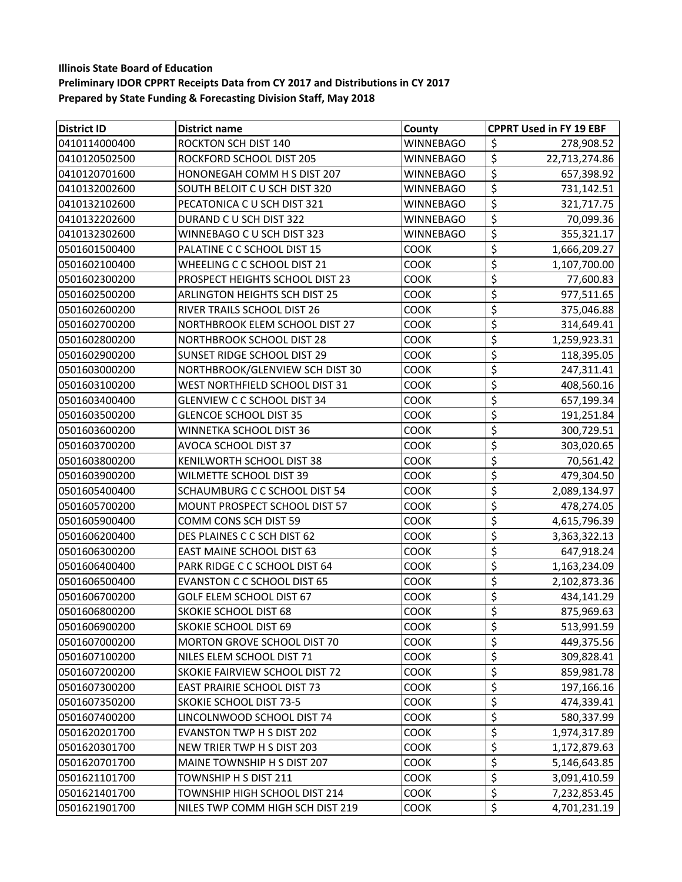**Illinois State Board of Education**
**Preliminary IDOR CPPRT Receipts Data from CY 2017 and Distributions in CY 2017**
**Prepared by State Funding & Forecasting Division Staff, May 2018**

| District ID | District name | County | CPPRT Used in FY 19 EBF |
|---|---|---|---|
| 0410114000400 | ROCKTON SCH DIST 140 | WINNEBAGO | $ 278,908.52 |
| 0410120502500 | ROCKFORD SCHOOL DIST 205 | WINNEBAGO | $ 22,713,274.86 |
| 0410120701600 | HONONEGAH COMM H S DIST 207 | WINNEBAGO | $ 657,398.92 |
| 0410132002600 | SOUTH BELOIT C U SCH DIST 320 | WINNEBAGO | $ 731,142.51 |
| 0410132102600 | PECATONICA C U SCH DIST 321 | WINNEBAGO | $ 321,717.75 |
| 0410132202600 | DURAND C U SCH DIST 322 | WINNEBAGO | $ 70,099.36 |
| 0410132302600 | WINNEBAGO C U SCH DIST 323 | WINNEBAGO | $ 355,321.17 |
| 0501601500400 | PALATINE C C SCHOOL DIST 15 | COOK | $ 1,666,209.27 |
| 0501602100400 | WHEELING C C SCHOOL DIST 21 | COOK | $ 1,107,700.00 |
| 0501602300200 | PROSPECT HEIGHTS SCHOOL DIST 23 | COOK | $ 77,600.83 |
| 0501602500200 | ARLINGTON HEIGHTS SCH DIST 25 | COOK | $ 977,511.65 |
| 0501602600200 | RIVER TRAILS SCHOOL DIST 26 | COOK | $ 375,046.88 |
| 0501602700200 | NORTHBROOK ELEM SCHOOL DIST 27 | COOK | $ 314,649.41 |
| 0501602800200 | NORTHBROOK SCHOOL DIST 28 | COOK | $ 1,259,923.31 |
| 0501602900200 | SUNSET RIDGE SCHOOL DIST 29 | COOK | $ 118,395.05 |
| 0501603000200 | NORTHBROOK/GLENVIEW SCH DIST 30 | COOK | $ 247,311.41 |
| 0501603100200 | WEST NORTHFIELD SCHOOL DIST 31 | COOK | $ 408,560.16 |
| 0501603400400 | GLENVIEW C C SCHOOL DIST 34 | COOK | $ 657,199.34 |
| 0501603500200 | GLENCOE SCHOOL DIST 35 | COOK | $ 191,251.84 |
| 0501603600200 | WINNETKA SCHOOL DIST 36 | COOK | $ 300,729.51 |
| 0501603700200 | AVOCA SCHOOL DIST 37 | COOK | $ 303,020.65 |
| 0501603800200 | KENILWORTH SCHOOL DIST 38 | COOK | $ 70,561.42 |
| 0501603900200 | WILMETTE SCHOOL DIST 39 | COOK | $ 479,304.50 |
| 0501605400400 | SCHAUMBURG C C SCHOOL DIST 54 | COOK | $ 2,089,134.97 |
| 0501605700200 | MOUNT PROSPECT SCHOOL DIST 57 | COOK | $ 478,274.05 |
| 0501605900400 | COMM CONS SCH DIST 59 | COOK | $ 4,615,796.39 |
| 0501606200400 | DES PLAINES C C SCH DIST 62 | COOK | $ 3,363,322.13 |
| 0501606300200 | EAST MAINE SCHOOL DIST 63 | COOK | $ 647,918.24 |
| 0501606400400 | PARK RIDGE C C SCHOOL DIST 64 | COOK | $ 1,163,234.09 |
| 0501606500400 | EVANSTON C C SCHOOL DIST 65 | COOK | $ 2,102,873.36 |
| 0501606700200 | GOLF ELEM SCHOOL DIST 67 | COOK | $ 434,141.29 |
| 0501606800200 | SKOKIE SCHOOL DIST 68 | COOK | $ 875,969.63 |
| 0501606900200 | SKOKIE SCHOOL DIST 69 | COOK | $ 513,991.59 |
| 0501607000200 | MORTON GROVE SCHOOL DIST 70 | COOK | $ 449,375.56 |
| 0501607100200 | NILES ELEM SCHOOL DIST 71 | COOK | $ 309,828.41 |
| 0501607200200 | SKOKIE FAIRVIEW SCHOOL DIST 72 | COOK | $ 859,981.78 |
| 0501607300200 | EAST PRAIRIE SCHOOL DIST 73 | COOK | $ 197,166.16 |
| 0501607350200 | SKOKIE SCHOOL DIST 73-5 | COOK | $ 474,339.41 |
| 0501607400200 | LINCOLNWOOD SCHOOL DIST 74 | COOK | $ 580,337.99 |
| 0501620201700 | EVANSTON TWP H S DIST 202 | COOK | $ 1,974,317.89 |
| 0501620301700 | NEW TRIER TWP H S DIST 203 | COOK | $ 1,172,879.63 |
| 0501620701700 | MAINE TOWNSHIP H S DIST 207 | COOK | $ 5,146,643.85 |
| 0501621101700 | TOWNSHIP H S DIST 211 | COOK | $ 3,091,410.59 |
| 0501621401700 | TOWNSHIP HIGH SCHOOL DIST 214 | COOK | $ 7,232,853.45 |
| 0501621901700 | NILES TWP COMM HIGH SCH DIST 219 | COOK | $ 4,701,231.19 |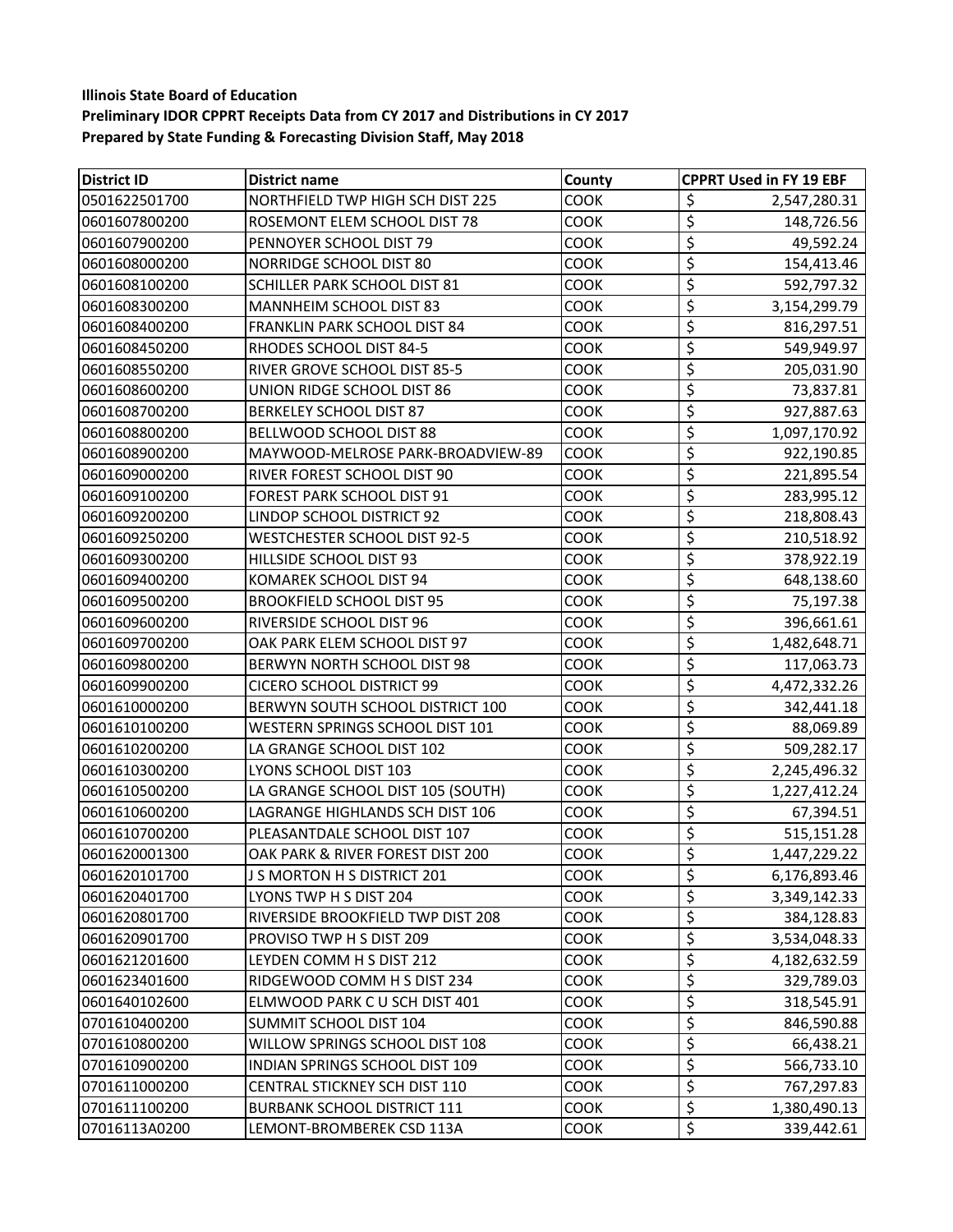**Illinois State Board of Education**
**Preliminary IDOR CPPRT Receipts Data from CY 2017 and Distributions in CY 2017**
**Prepared by State Funding & Forecasting Division Staff, May 2018**

| District ID | District name | County | CPPRT Used in FY 19 EBF |
|---|---|---|---|
| 0501622501700 | NORTHFIELD TWP HIGH SCH DIST 225 | COOK | $ 2,547,280.31 |
| 0601607800200 | ROSEMONT ELEM SCHOOL DIST 78 | COOK | $ 148,726.56 |
| 0601607900200 | PENNOYER SCHOOL DIST 79 | COOK | $ 49,592.24 |
| 0601608000200 | NORRIDGE SCHOOL DIST 80 | COOK | $ 154,413.46 |
| 0601608100200 | SCHILLER PARK SCHOOL DIST 81 | COOK | $ 592,797.32 |
| 0601608300200 | MANNHEIM SCHOOL DIST 83 | COOK | $ 3,154,299.79 |
| 0601608400200 | FRANKLIN PARK SCHOOL DIST 84 | COOK | $ 816,297.51 |
| 0601608450200 | RHODES SCHOOL DIST 84-5 | COOK | $ 549,949.97 |
| 0601608550200 | RIVER GROVE SCHOOL DIST 85-5 | COOK | $ 205,031.90 |
| 0601608600200 | UNION RIDGE SCHOOL DIST 86 | COOK | $ 73,837.81 |
| 0601608700200 | BERKELEY SCHOOL DIST 87 | COOK | $ 927,887.63 |
| 0601608800200 | BELLWOOD SCHOOL DIST 88 | COOK | $ 1,097,170.92 |
| 0601608900200 | MAYWOOD-MELROSE PARK-BROADVIEW-89 | COOK | $ 922,190.85 |
| 0601609000200 | RIVER FOREST SCHOOL DIST 90 | COOK | $ 221,895.54 |
| 0601609100200 | FOREST PARK SCHOOL DIST 91 | COOK | $ 283,995.12 |
| 0601609200200 | LINDOP SCHOOL DISTRICT 92 | COOK | $ 218,808.43 |
| 0601609250200 | WESTCHESTER SCHOOL DIST 92-5 | COOK | $ 210,518.92 |
| 0601609300200 | HILLSIDE SCHOOL DIST 93 | COOK | $ 378,922.19 |
| 0601609400200 | KOMAREK SCHOOL DIST 94 | COOK | $ 648,138.60 |
| 0601609500200 | BROOKFIELD SCHOOL DIST 95 | COOK | $ 75,197.38 |
| 0601609600200 | RIVERSIDE SCHOOL DIST 96 | COOK | $ 396,661.61 |
| 0601609700200 | OAK PARK ELEM SCHOOL DIST 97 | COOK | $ 1,482,648.71 |
| 0601609800200 | BERWYN NORTH SCHOOL DIST 98 | COOK | $ 117,063.73 |
| 0601609900200 | CICERO SCHOOL DISTRICT 99 | COOK | $ 4,472,332.26 |
| 0601610000200 | BERWYN SOUTH SCHOOL DISTRICT 100 | COOK | $ 342,441.18 |
| 0601610100200 | WESTERN SPRINGS SCHOOL DIST 101 | COOK | $ 88,069.89 |
| 0601610200200 | LA GRANGE SCHOOL DIST 102 | COOK | $ 509,282.17 |
| 0601610300200 | LYONS SCHOOL DIST 103 | COOK | $ 2,245,496.32 |
| 0601610500200 | LA GRANGE SCHOOL DIST 105 (SOUTH) | COOK | $ 1,227,412.24 |
| 0601610600200 | LAGRANGE HIGHLANDS SCH DIST 106 | COOK | $ 67,394.51 |
| 0601610700200 | PLEASANTDALE SCHOOL DIST 107 | COOK | $ 515,151.28 |
| 0601620001300 | OAK PARK & RIVER FOREST DIST 200 | COOK | $ 1,447,229.22 |
| 0601620101700 | J S MORTON H S DISTRICT 201 | COOK | $ 6,176,893.46 |
| 0601620401700 | LYONS TWP H S DIST 204 | COOK | $ 3,349,142.33 |
| 0601620801700 | RIVERSIDE BROOKFIELD TWP DIST 208 | COOK | $ 384,128.83 |
| 0601620901700 | PROVISO TWP H S DIST 209 | COOK | $ 3,534,048.33 |
| 0601621201600 | LEYDEN COMM H S DIST 212 | COOK | $ 4,182,632.59 |
| 0601623401600 | RIDGEWOOD COMM H S DIST 234 | COOK | $ 329,789.03 |
| 0601640102600 | ELMWOOD PARK C U SCH DIST 401 | COOK | $ 318,545.91 |
| 0701610400200 | SUMMIT SCHOOL DIST 104 | COOK | $ 846,590.88 |
| 0701610800200 | WILLOW SPRINGS SCHOOL DIST 108 | COOK | $ 66,438.21 |
| 0701610900200 | INDIAN SPRINGS SCHOOL DIST 109 | COOK | $ 566,733.10 |
| 0701611000200 | CENTRAL STICKNEY SCH DIST 110 | COOK | $ 767,297.83 |
| 0701611100200 | BURBANK SCHOOL DISTRICT 111 | COOK | $ 1,380,490.13 |
| 07016113A0200 | LEMONT-BROMBEREK CSD 113A | COOK | $ 339,442.61 |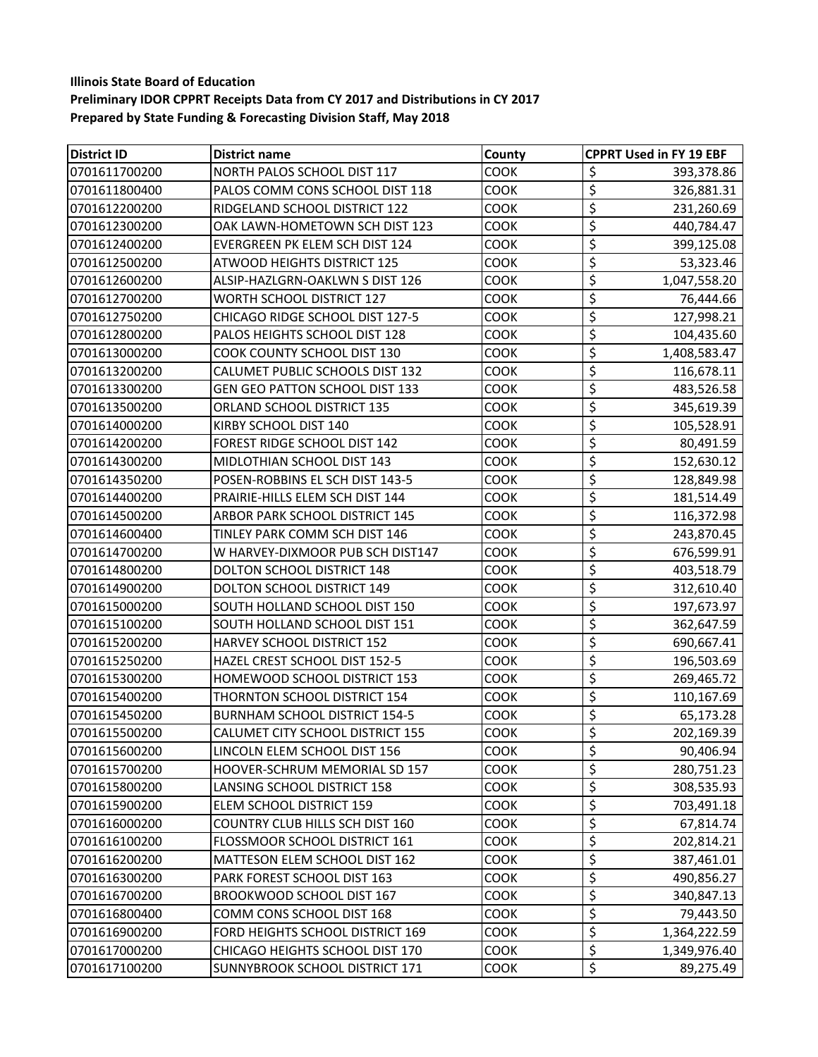**Illinois State Board of Education**
**Preliminary IDOR CPPRT Receipts Data from CY 2017 and Distributions in CY 2017**
**Prepared by State Funding & Forecasting Division Staff, May 2018**

| District ID | District name | County | CPPRT Used in FY 19 EBF |
|---|---|---|---|
| 0701611700200 | NORTH PALOS SCHOOL DIST 117 | COOK | $ 393,378.86 |
| 0701611800400 | PALOS COMM CONS SCHOOL DIST 118 | COOK | $ 326,881.31 |
| 0701612200200 | RIDGELAND SCHOOL DISTRICT 122 | COOK | $ 231,260.69 |
| 0701612300200 | OAK LAWN-HOMETOWN SCH DIST 123 | COOK | $ 440,784.47 |
| 0701612400200 | EVERGREEN PK ELEM SCH DIST 124 | COOK | $ 399,125.08 |
| 0701612500200 | ATWOOD HEIGHTS DISTRICT 125 | COOK | $ 53,323.46 |
| 0701612600200 | ALSIP-HAZLGRN-OAKLWN S DIST 126 | COOK | $ 1,047,558.20 |
| 0701612700200 | WORTH SCHOOL DISTRICT 127 | COOK | $ 76,444.66 |
| 0701612750200 | CHICAGO RIDGE SCHOOL DIST 127-5 | COOK | $ 127,998.21 |
| 0701612800200 | PALOS HEIGHTS SCHOOL DIST 128 | COOK | $ 104,435.60 |
| 0701613000200 | COOK COUNTY SCHOOL DIST 130 | COOK | $ 1,408,583.47 |
| 0701613200200 | CALUMET PUBLIC SCHOOLS DIST 132 | COOK | $ 116,678.11 |
| 0701613300200 | GEN GEO PATTON SCHOOL DIST 133 | COOK | $ 483,526.58 |
| 0701613500200 | ORLAND SCHOOL DISTRICT 135 | COOK | $ 345,619.39 |
| 0701614000200 | KIRBY SCHOOL DIST 140 | COOK | $ 105,528.91 |
| 0701614200200 | FOREST RIDGE SCHOOL DIST 142 | COOK | $ 80,491.59 |
| 0701614300200 | MIDLOTHIAN SCHOOL DIST 143 | COOK | $ 152,630.12 |
| 0701614350200 | POSEN-ROBBINS EL SCH DIST 143-5 | COOK | $ 128,849.98 |
| 0701614400200 | PRAIRIE-HILLS ELEM SCH DIST 144 | COOK | $ 181,514.49 |
| 0701614500200 | ARBOR PARK SCHOOL DISTRICT 145 | COOK | $ 116,372.98 |
| 0701614600400 | TINLEY PARK COMM SCH DIST 146 | COOK | $ 243,870.45 |
| 0701614700200 | W HARVEY-DIXMOOR PUB SCH DIST147 | COOK | $ 676,599.91 |
| 0701614800200 | DOLTON SCHOOL DISTRICT 148 | COOK | $ 403,518.79 |
| 0701614900200 | DOLTON SCHOOL DISTRICT 149 | COOK | $ 312,610.40 |
| 0701615000200 | SOUTH HOLLAND SCHOOL DIST 150 | COOK | $ 197,673.97 |
| 0701615100200 | SOUTH HOLLAND SCHOOL DIST 151 | COOK | $ 362,647.59 |
| 0701615200200 | HARVEY SCHOOL DISTRICT 152 | COOK | $ 690,667.41 |
| 0701615250200 | HAZEL CREST SCHOOL DIST 152-5 | COOK | $ 196,503.69 |
| 0701615300200 | HOMEWOOD SCHOOL DISTRICT 153 | COOK | $ 269,465.72 |
| 0701615400200 | THORNTON SCHOOL DISTRICT 154 | COOK | $ 110,167.69 |
| 0701615450200 | BURNHAM SCHOOL DISTRICT 154-5 | COOK | $ 65,173.28 |
| 0701615500200 | CALUMET CITY SCHOOL DISTRICT 155 | COOK | $ 202,169.39 |
| 0701615600200 | LINCOLN ELEM SCHOOL DIST 156 | COOK | $ 90,406.94 |
| 0701615700200 | HOOVER-SCHRUM MEMORIAL SD 157 | COOK | $ 280,751.23 |
| 0701615800200 | LANSING SCHOOL DISTRICT 158 | COOK | $ 308,535.93 |
| 0701615900200 | ELEM SCHOOL DISTRICT 159 | COOK | $ 703,491.18 |
| 0701616000200 | COUNTRY CLUB HILLS SCH DIST 160 | COOK | $ 67,814.74 |
| 0701616100200 | FLOSSMOOR SCHOOL DISTRICT 161 | COOK | $ 202,814.21 |
| 0701616200200 | MATTESON ELEM SCHOOL DIST 162 | COOK | $ 387,461.01 |
| 0701616300200 | PARK FOREST SCHOOL DIST 163 | COOK | $ 490,856.27 |
| 0701616700200 | BROOKWOOD SCHOOL DIST 167 | COOK | $ 340,847.13 |
| 0701616800400 | COMM CONS SCHOOL DIST 168 | COOK | $ 79,443.50 |
| 0701616900200 | FORD HEIGHTS SCHOOL DIST 169 | COOK | $ 1,364,222.59 |
| 0701617000200 | CHICAGO HEIGHTS SCHOOL DIST 170 | COOK | $ 1,349,976.40 |
| 0701617100200 | SUNNYBROOK SCHOOL DISTRICT 171 | COOK | $ 89,275.49 |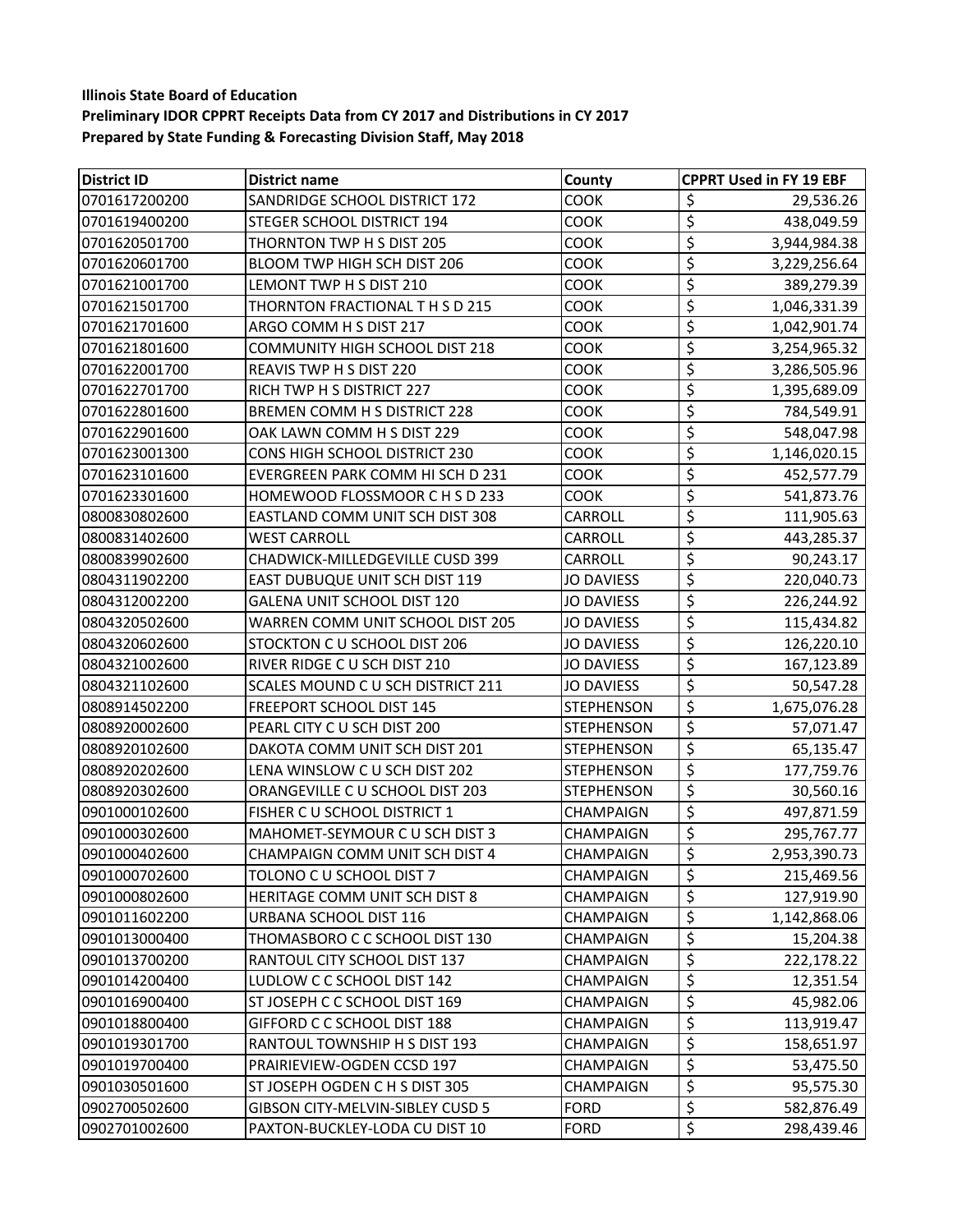**Illinois State Board of Education**
**Preliminary IDOR CPPRT Receipts Data from CY 2017 and Distributions in CY 2017**
**Prepared by State Funding & Forecasting Division Staff, May 2018**

| District ID | District name | County | CPPRT Used in FY 19 EBF |
|---|---|---|---|
| 0701617200200 | SANDRIDGE SCHOOL DISTRICT 172 | COOK | $ 29,536.26 |
| 0701619400200 | STEGER SCHOOL DISTRICT 194 | COOK | $ 438,049.59 |
| 0701620501700 | THORNTON TWP H S DIST 205 | COOK | $ 3,944,984.38 |
| 0701620601700 | BLOOM TWP HIGH SCH DIST 206 | COOK | $ 3,229,256.64 |
| 0701621001700 | LEMONT TWP H S DIST 210 | COOK | $ 389,279.39 |
| 0701621501700 | THORNTON FRACTIONAL T H S D 215 | COOK | $ 1,046,331.39 |
| 0701621701600 | ARGO COMM H S DIST 217 | COOK | $ 1,042,901.74 |
| 0701621801600 | COMMUNITY HIGH SCHOOL DIST 218 | COOK | $ 3,254,965.32 |
| 0701622001700 | REAVIS TWP H S DIST 220 | COOK | $ 3,286,505.96 |
| 0701622701700 | RICH TWP H S DISTRICT 227 | COOK | $ 1,395,689.09 |
| 0701622801600 | BREMEN COMM H S DISTRICT 228 | COOK | $ 784,549.91 |
| 0701622901600 | OAK LAWN COMM H S DIST 229 | COOK | $ 548,047.98 |
| 0701623001300 | CONS HIGH SCHOOL DISTRICT 230 | COOK | $ 1,146,020.15 |
| 0701623101600 | EVERGREEN PARK COMM HI SCH D 231 | COOK | $ 452,577.79 |
| 0701623301600 | HOMEWOOD FLOSSMOOR C H S D 233 | COOK | $ 541,873.76 |
| 0800830802600 | EASTLAND COMM UNIT SCH DIST 308 | CARROLL | $ 111,905.63 |
| 0800831402600 | WEST CARROLL | CARROLL | $ 443,285.37 |
| 0800839902600 | CHADWICK-MILLEDGEVILLE CUSD 399 | CARROLL | $ 90,243.17 |
| 0804311902200 | EAST DUBUQUE UNIT SCH DIST 119 | JO DAVIESS | $ 220,040.73 |
| 0804312002200 | GALENA UNIT SCHOOL DIST 120 | JO DAVIESS | $ 226,244.92 |
| 0804320502600 | WARREN COMM UNIT SCHOOL DIST 205 | JO DAVIESS | $ 115,434.82 |
| 0804320602600 | STOCKTON C U SCHOOL DIST 206 | JO DAVIESS | $ 126,220.10 |
| 0804321002600 | RIVER RIDGE C U SCH DIST 210 | JO DAVIESS | $ 167,123.89 |
| 0804321102600 | SCALES MOUND C U SCH DISTRICT 211 | JO DAVIESS | $ 50,547.28 |
| 0808914502200 | FREEPORT SCHOOL DIST 145 | STEPHENSON | $ 1,675,076.28 |
| 0808920002600 | PEARL CITY C U SCH DIST 200 | STEPHENSON | $ 57,071.47 |
| 0808920102600 | DAKOTA COMM UNIT SCH DIST 201 | STEPHENSON | $ 65,135.47 |
| 0808920202600 | LENA WINSLOW C U SCH DIST 202 | STEPHENSON | $ 177,759.76 |
| 0808920302600 | ORANGEVILLE C U SCHOOL DIST 203 | STEPHENSON | $ 30,560.16 |
| 0901000102600 | FISHER C U SCHOOL DISTRICT 1 | CHAMPAIGN | $ 497,871.59 |
| 0901000302600 | MAHOMET-SEYMOUR C U SCH DIST 3 | CHAMPAIGN | $ 295,767.77 |
| 0901000402600 | CHAMPAIGN COMM UNIT SCH DIST 4 | CHAMPAIGN | $ 2,953,390.73 |
| 0901000702600 | TOLONO C U SCHOOL DIST 7 | CHAMPAIGN | $ 215,469.56 |
| 0901000802600 | HERITAGE COMM UNIT SCH DIST 8 | CHAMPAIGN | $ 127,919.90 |
| 0901011602200 | URBANA SCHOOL DIST 116 | CHAMPAIGN | $ 1,142,868.06 |
| 0901013000400 | THOMASBORO C C SCHOOL DIST 130 | CHAMPAIGN | $ 15,204.38 |
| 0901013700200 | RANTOUL CITY SCHOOL DIST 137 | CHAMPAIGN | $ 222,178.22 |
| 0901014200400 | LUDLOW C C SCHOOL DIST 142 | CHAMPAIGN | $ 12,351.54 |
| 0901016900400 | ST JOSEPH C C SCHOOL DIST 169 | CHAMPAIGN | $ 45,982.06 |
| 0901018800400 | GIFFORD C C SCHOOL DIST 188 | CHAMPAIGN | $ 113,919.47 |
| 0901019301700 | RANTOUL TOWNSHIP H S DIST 193 | CHAMPAIGN | $ 158,651.97 |
| 0901019700400 | PRAIRIEVIEW-OGDEN CCSD 197 | CHAMPAIGN | $ 53,475.50 |
| 0901030501600 | ST JOSEPH OGDEN C H S DIST 305 | CHAMPAIGN | $ 95,575.30 |
| 0902700502600 | GIBSON CITY-MELVIN-SIBLEY CUSD 5 | FORD | $ 582,876.49 |
| 0902701002600 | PAXTON-BUCKLEY-LODA CU DIST 10 | FORD | $ 298,439.46 |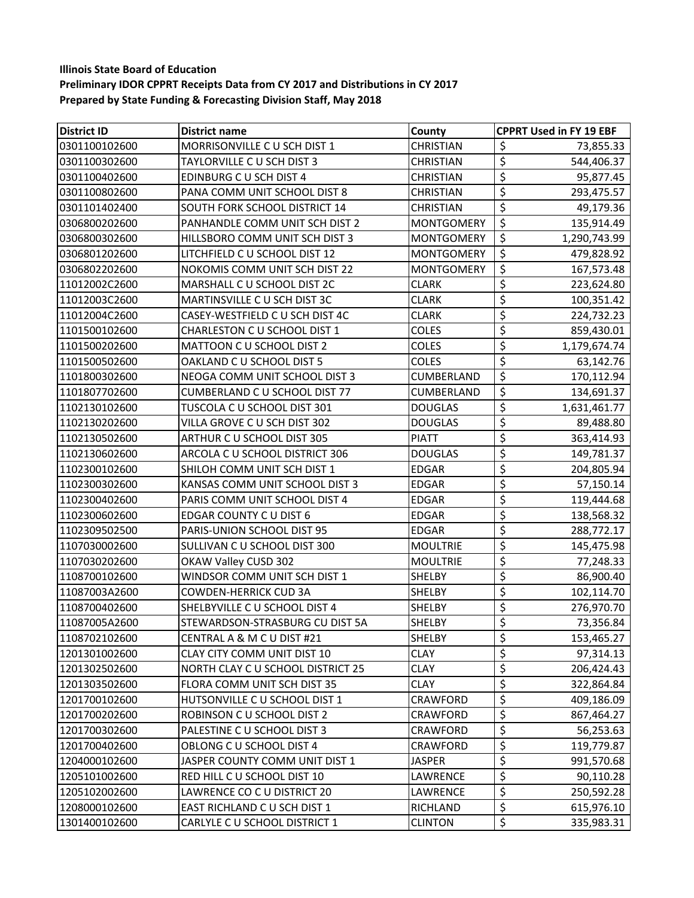**Illinois State Board of Education**

**Preliminary IDOR CPPRT Receipts Data from CY 2017 and Distributions in CY 2017**

**Prepared by State Funding & Forecasting Division Staff, May 2018**

| District ID | District name | County | CPPRT Used in FY 19 EBF |
|---|---|---|---|
| 0301100102600 | MORRISONVILLE C U SCH DIST 1 | CHRISTIAN | $ 73,855.33 |
| 0301100302600 | TAYLORVILLE C U SCH DIST 3 | CHRISTIAN | $ 544,406.37 |
| 0301100402600 | EDINBURG C U SCH DIST 4 | CHRISTIAN | $ 95,877.45 |
| 0301100802600 | PANA COMM UNIT SCHOOL DIST 8 | CHRISTIAN | $ 293,475.57 |
| 0301101402400 | SOUTH FORK SCHOOL DISTRICT 14 | CHRISTIAN | $ 49,179.36 |
| 0306800202600 | PANHANDLE COMM UNIT SCH DIST 2 | MONTGOMERY | $ 135,914.49 |
| 0306800302600 | HILLSBORO COMM UNIT SCH DIST 3 | MONTGOMERY | $ 1,290,743.99 |
| 0306801202600 | LITCHFIELD C U SCHOOL DIST 12 | MONTGOMERY | $ 479,828.92 |
| 0306802202600 | NOKOMIS COMM UNIT SCH DIST 22 | MONTGOMERY | $ 167,573.48 |
| 11012002C2600 | MARSHALL C U SCHOOL DIST 2C | CLARK | $ 223,624.80 |
| 11012003C2600 | MARTINSVILLE C U SCH DIST 3C | CLARK | $ 100,351.42 |
| 11012004C2600 | CASEY-WESTFIELD C U SCH DIST 4C | CLARK | $ 224,732.23 |
| 1101500102600 | CHARLESTON C U SCHOOL DIST 1 | COLES | $ 859,430.01 |
| 1101500202600 | MATTOON C U SCHOOL DIST 2 | COLES | $ 1,179,674.74 |
| 1101500502600 | OAKLAND C U SCHOOL DIST 5 | COLES | $ 63,142.76 |
| 1101800302600 | NEOGA COMM UNIT SCHOOL DIST 3 | CUMBERLAND | $ 170,112.94 |
| 1101807702600 | CUMBERLAND C U SCHOOL DIST 77 | CUMBERLAND | $ 134,691.37 |
| 1102130102600 | TUSCOLA C U SCHOOL DIST 301 | DOUGLAS | $ 1,631,461.77 |
| 1102130202600 | VILLA GROVE C U SCH DIST 302 | DOUGLAS | $ 89,488.80 |
| 1102130502600 | ARTHUR C U SCHOOL DIST 305 | PIATT | $ 363,414.93 |
| 1102130602600 | ARCOLA C U SCHOOL DISTRICT 306 | DOUGLAS | $ 149,781.37 |
| 1102300102600 | SHILOH COMM UNIT SCH DIST 1 | EDGAR | $ 204,805.94 |
| 1102300302600 | KANSAS COMM UNIT SCHOOL DIST 3 | EDGAR | $ 57,150.14 |
| 1102300402600 | PARIS COMM UNIT SCHOOL DIST 4 | EDGAR | $ 119,444.68 |
| 1102300602600 | EDGAR COUNTY C U DIST 6 | EDGAR | $ 138,568.32 |
| 1102309502500 | PARIS-UNION SCHOOL DIST 95 | EDGAR | $ 288,772.17 |
| 1107030002600 | SULLIVAN C U SCHOOL DIST 300 | MOULTRIE | $ 145,475.98 |
| 1107030202600 | OKAW Valley CUSD 302 | MOULTRIE | $ 77,248.33 |
| 1108700102600 | WINDSOR COMM UNIT SCH DIST 1 | SHELBY | $ 86,900.40 |
| 11087003A2600 | COWDEN-HERRICK CUD 3A | SHELBY | $ 102,114.70 |
| 1108700402600 | SHELBYVILLE C U SCHOOL DIST 4 | SHELBY | $ 276,970.70 |
| 11087005A2600 | STEWARDSON-STRASBURG CU DIST 5A | SHELBY | $ 73,356.84 |
| 1108702102600 | CENTRAL A & M C U DIST #21 | SHELBY | $ 153,465.27 |
| 1201301002600 | CLAY CITY COMM UNIT DIST 10 | CLAY | $ 97,314.13 |
| 1201302502600 | NORTH CLAY C U SCHOOL DISTRICT 25 | CLAY | $ 206,424.43 |
| 1201303502600 | FLORA COMM UNIT SCH DIST 35 | CLAY | $ 322,864.84 |
| 1201700102600 | HUTSONVILLE C U SCHOOL DIST 1 | CRAWFORD | $ 409,186.09 |
| 1201700202600 | ROBINSON C U SCHOOL DIST 2 | CRAWFORD | $ 867,464.27 |
| 1201700302600 | PALESTINE C U SCHOOL DIST 3 | CRAWFORD | $ 56,253.63 |
| 1201700402600 | OBLONG C U SCHOOL DIST 4 | CRAWFORD | $ 119,779.87 |
| 1204000102600 | JASPER COUNTY COMM UNIT DIST 1 | JASPER | $ 991,570.68 |
| 1205101002600 | RED HILL C U SCHOOL DIST 10 | LAWRENCE | $ 90,110.28 |
| 1205102002600 | LAWRENCE CO C U DISTRICT 20 | LAWRENCE | $ 250,592.28 |
| 1208000102600 | EAST RICHLAND C U SCH DIST 1 | RICHLAND | $ 615,976.10 |
| 1301400102600 | CARLYLE C U SCHOOL DISTRICT 1 | CLINTON | $ 335,983.31 |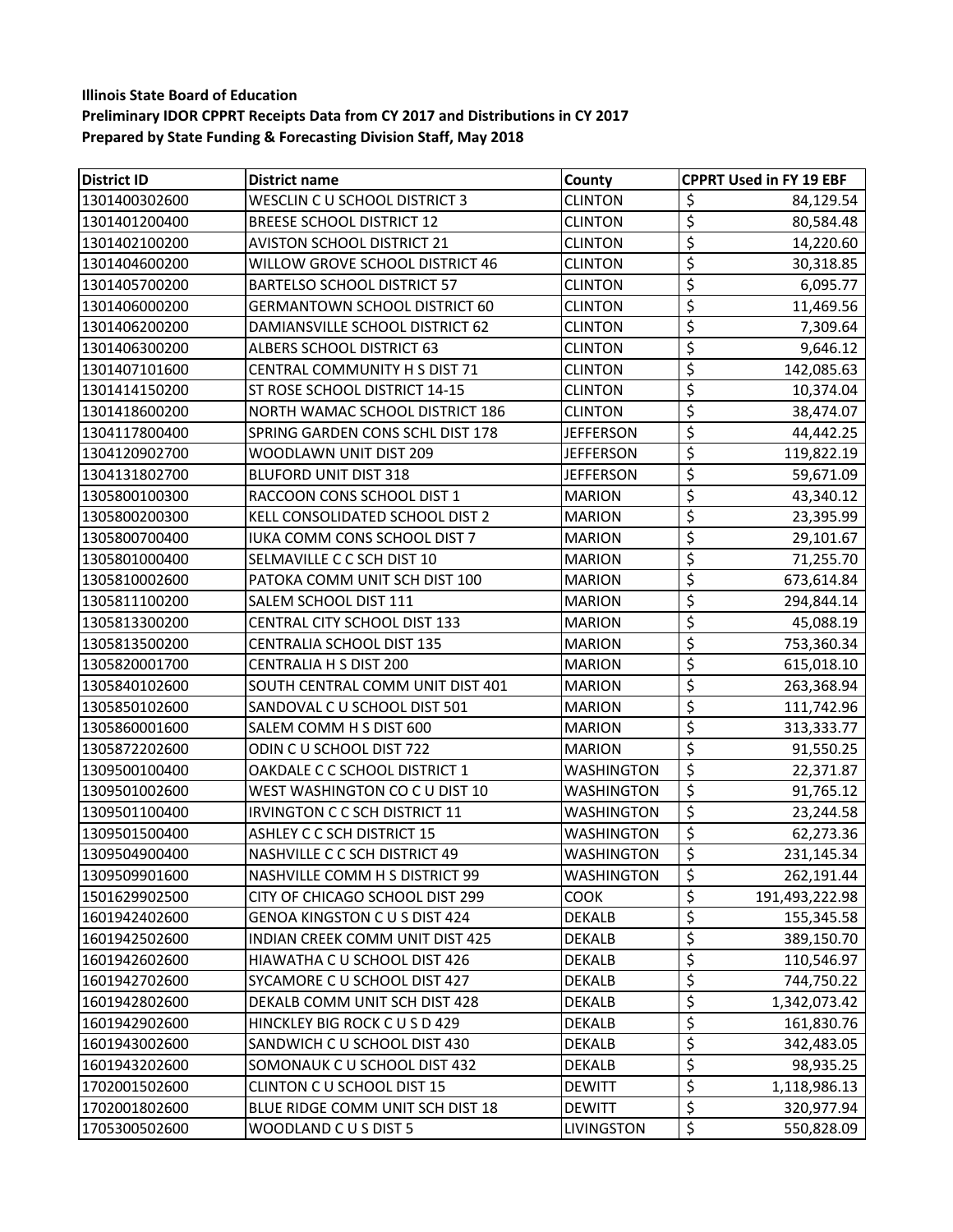**Illinois State Board of Education**
**Preliminary IDOR CPPRT Receipts Data from CY 2017 and Distributions in CY 2017**
**Prepared by State Funding & Forecasting Division Staff, May 2018**

| District ID | District name | County | CPPRT Used in FY 19 EBF |
|---|---|---|---|
| 1301400302600 | WESCLIN C U SCHOOL DISTRICT 3 | CLINTON | $ 84,129.54 |
| 1301401200400 | BREESE SCHOOL DISTRICT 12 | CLINTON | $ 80,584.48 |
| 1301402100200 | AVISTON SCHOOL DISTRICT 21 | CLINTON | $ 14,220.60 |
| 1301404600200 | WILLOW GROVE SCHOOL DISTRICT 46 | CLINTON | $ 30,318.85 |
| 1301405700200 | BARTELSO SCHOOL DISTRICT 57 | CLINTON | $ 6,095.77 |
| 1301406000200 | GERMANTOWN SCHOOL DISTRICT 60 | CLINTON | $ 11,469.56 |
| 1301406200200 | DAMIANSVILLE SCHOOL DISTRICT 62 | CLINTON | $ 7,309.64 |
| 1301406300200 | ALBERS SCHOOL DISTRICT 63 | CLINTON | $ 9,646.12 |
| 1301407101600 | CENTRAL COMMUNITY H S DIST 71 | CLINTON | $ 142,085.63 |
| 1301414150200 | ST ROSE SCHOOL DISTRICT 14-15 | CLINTON | $ 10,374.04 |
| 1301418600200 | NORTH WAMAC SCHOOL DISTRICT 186 | CLINTON | $ 38,474.07 |
| 1304117800400 | SPRING GARDEN CONS SCHL DIST 178 | JEFFERSON | $ 44,442.25 |
| 1304120902700 | WOODLAWN UNIT DIST 209 | JEFFERSON | $ 119,822.19 |
| 1304131802700 | BLUFORD UNIT DIST 318 | JEFFERSON | $ 59,671.09 |
| 1305800100300 | RACCOON CONS SCHOOL DIST 1 | MARION | $ 43,340.12 |
| 1305800200300 | KELL CONSOLIDATED SCHOOL DIST 2 | MARION | $ 23,395.99 |
| 1305800700400 | IUKA COMM CONS SCHOOL DIST 7 | MARION | $ 29,101.67 |
| 1305801000400 | SELMAVILLE C C SCH DIST 10 | MARION | $ 71,255.70 |
| 1305810002600 | PATOKA COMM UNIT SCH DIST 100 | MARION | $ 673,614.84 |
| 1305811100200 | SALEM SCHOOL DIST 111 | MARION | $ 294,844.14 |
| 1305813300200 | CENTRAL CITY SCHOOL DIST 133 | MARION | $ 45,088.19 |
| 1305813500200 | CENTRALIA SCHOOL DIST 135 | MARION | $ 753,360.34 |
| 1305820001700 | CENTRALIA H S DIST 200 | MARION | $ 615,018.10 |
| 1305840102600 | SOUTH CENTRAL COMM UNIT DIST 401 | MARION | $ 263,368.94 |
| 1305850102600 | SANDOVAL C U SCHOOL DIST 501 | MARION | $ 111,742.96 |
| 1305860001600 | SALEM COMM H S DIST 600 | MARION | $ 313,333.77 |
| 1305872202600 | ODIN C U SCHOOL DIST 722 | MARION | $ 91,550.25 |
| 1309500100400 | OAKDALE C C SCHOOL DISTRICT 1 | WASHINGTON | $ 22,371.87 |
| 1309501002600 | WEST WASHINGTON CO C U DIST 10 | WASHINGTON | $ 91,765.12 |
| 1309501100400 | IRVINGTON C C SCH DISTRICT 11 | WASHINGTON | $ 23,244.58 |
| 1309501500400 | ASHLEY C C SCH DISTRICT 15 | WASHINGTON | $ 62,273.36 |
| 1309504900400 | NASHVILLE C C SCH DISTRICT 49 | WASHINGTON | $ 231,145.34 |
| 1309509901600 | NASHVILLE COMM H S DISTRICT 99 | WASHINGTON | $ 262,191.44 |
| 1501629902500 | CITY OF CHICAGO SCHOOL DIST 299 | COOK | $ 191,493,222.98 |
| 1601942402600 | GENOA KINGSTON C U S DIST 424 | DEKALB | $ 155,345.58 |
| 1601942502600 | INDIAN CREEK COMM UNIT DIST 425 | DEKALB | $ 389,150.70 |
| 1601942602600 | HIAWATHA C U SCHOOL DIST 426 | DEKALB | $ 110,546.97 |
| 1601942702600 | SYCAMORE C U SCHOOL DIST 427 | DEKALB | $ 744,750.22 |
| 1601942802600 | DEKALB COMM UNIT SCH DIST 428 | DEKALB | $ 1,342,073.42 |
| 1601942902600 | HINCKLEY BIG ROCK C U S D 429 | DEKALB | $ 161,830.76 |
| 1601943002600 | SANDWICH C U SCHOOL DIST 430 | DEKALB | $ 342,483.05 |
| 1601943202600 | SOMONAUK C U SCHOOL DIST 432 | DEKALB | $ 98,935.25 |
| 1702001502600 | CLINTON C U SCHOOL DIST 15 | DEWITT | $ 1,118,986.13 |
| 1702001802600 | BLUE RIDGE COMM UNIT SCH DIST 18 | DEWITT | $ 320,977.94 |
| 1705300502600 | WOODLAND C U S DIST 5 | LIVINGSTON | $ 550,828.09 |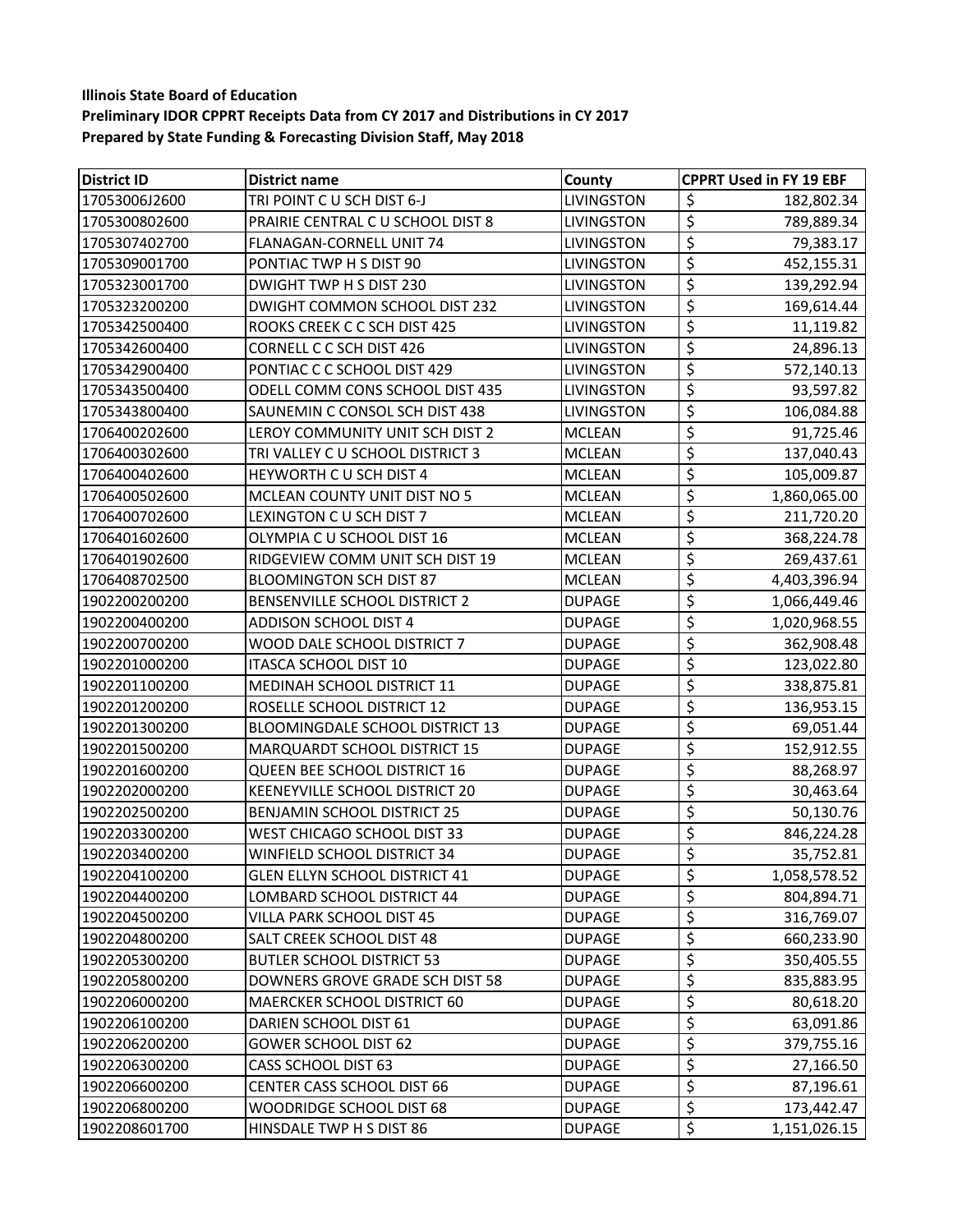**Illinois State Board of Education**

**Preliminary IDOR CPPRT Receipts Data from CY 2017 and Distributions in CY 2017**

**Prepared by State Funding & Forecasting Division Staff, May 2018**

| District ID | District name | County | CPPRT Used in FY 19 EBF |
|---|---|---|---|
| 17053006J2600 | TRI POINT C U SCH DIST 6-J | LIVINGSTON | $ 182,802.34 |
| 1705300802600 | PRAIRIE CENTRAL C U SCHOOL DIST 8 | LIVINGSTON | $ 789,889.34 |
| 1705307402700 | FLANAGAN-CORNELL UNIT 74 | LIVINGSTON | $ 79,383.17 |
| 1705309001700 | PONTIAC TWP H S DIST 90 | LIVINGSTON | $ 452,155.31 |
| 1705323001700 | DWIGHT TWP H S DIST 230 | LIVINGSTON | $ 139,292.94 |
| 1705323200200 | DWIGHT COMMON SCHOOL DIST 232 | LIVINGSTON | $ 169,614.44 |
| 1705342500400 | ROOKS CREEK C C SCH DIST 425 | LIVINGSTON | $ 11,119.82 |
| 1705342600400 | CORNELL C C SCH DIST 426 | LIVINGSTON | $ 24,896.13 |
| 1705342900400 | PONTIAC C C SCHOOL DIST 429 | LIVINGSTON | $ 572,140.13 |
| 1705343500400 | ODELL COMM CONS SCHOOL DIST 435 | LIVINGSTON | $ 93,597.82 |
| 1705343800400 | SAUNEMIN C CONSOL SCH DIST 438 | LIVINGSTON | $ 106,084.88 |
| 1706400202600 | LEROY COMMUNITY UNIT SCH DIST 2 | MCLEAN | $ 91,725.46 |
| 1706400302600 | TRI VALLEY C U SCHOOL DISTRICT 3 | MCLEAN | $ 137,040.43 |
| 1706400402600 | HEYWORTH C U SCH DIST 4 | MCLEAN | $ 105,009.87 |
| 1706400502600 | MCLEAN COUNTY UNIT DIST NO 5 | MCLEAN | $ 1,860,065.00 |
| 1706400702600 | LEXINGTON C U SCH DIST 7 | MCLEAN | $ 211,720.20 |
| 1706401602600 | OLYMPIA C U SCHOOL DIST 16 | MCLEAN | $ 368,224.78 |
| 1706401902600 | RIDGEVIEW COMM UNIT SCH DIST 19 | MCLEAN | $ 269,437.61 |
| 1706408702500 | BLOOMINGTON SCH DIST 87 | MCLEAN | $ 4,403,396.94 |
| 1902200200200 | BENSENVILLE SCHOOL DISTRICT 2 | DUPAGE | $ 1,066,449.46 |
| 1902200400200 | ADDISON SCHOOL DIST 4 | DUPAGE | $ 1,020,968.55 |
| 1902200700200 | WOOD DALE SCHOOL DISTRICT 7 | DUPAGE | $ 362,908.48 |
| 1902201000200 | ITASCA SCHOOL DIST 10 | DUPAGE | $ 123,022.80 |
| 1902201100200 | MEDINAH SCHOOL DISTRICT 11 | DUPAGE | $ 338,875.81 |
| 1902201200200 | ROSELLE SCHOOL DISTRICT 12 | DUPAGE | $ 136,953.15 |
| 1902201300200 | BLOOMINGDALE SCHOOL DISTRICT 13 | DUPAGE | $ 69,051.44 |
| 1902201500200 | MARQUARDT SCHOOL DISTRICT 15 | DUPAGE | $ 152,912.55 |
| 1902201600200 | QUEEN BEE SCHOOL DISTRICT 16 | DUPAGE | $ 88,268.97 |
| 1902202000200 | KEENEYVILLE SCHOOL DISTRICT 20 | DUPAGE | $ 30,463.64 |
| 1902202500200 | BENJAMIN SCHOOL DISTRICT 25 | DUPAGE | $ 50,130.76 |
| 1902203300200 | WEST CHICAGO SCHOOL DIST 33 | DUPAGE | $ 846,224.28 |
| 1902203400200 | WINFIELD SCHOOL DISTRICT 34 | DUPAGE | $ 35,752.81 |
| 1902204100200 | GLEN ELLYN SCHOOL DISTRICT 41 | DUPAGE | $ 1,058,578.52 |
| 1902204400200 | LOMBARD SCHOOL DISTRICT 44 | DUPAGE | $ 804,894.71 |
| 1902204500200 | VILLA PARK SCHOOL DIST 45 | DUPAGE | $ 316,769.07 |
| 1902204800200 | SALT CREEK SCHOOL DIST 48 | DUPAGE | $ 660,233.90 |
| 1902205300200 | BUTLER SCHOOL DISTRICT 53 | DUPAGE | $ 350,405.55 |
| 1902205800200 | DOWNERS GROVE GRADE SCH DIST 58 | DUPAGE | $ 835,883.95 |
| 1902206000200 | MAERCKER SCHOOL DISTRICT 60 | DUPAGE | $ 80,618.20 |
| 1902206100200 | DARIEN SCHOOL DIST 61 | DUPAGE | $ 63,091.86 |
| 1902206200200 | GOWER SCHOOL DIST 62 | DUPAGE | $ 379,755.16 |
| 1902206300200 | CASS SCHOOL DIST 63 | DUPAGE | $ 27,166.50 |
| 1902206600200 | CENTER CASS SCHOOL DIST 66 | DUPAGE | $ 87,196.61 |
| 1902206800200 | WOODRIDGE SCHOOL DIST 68 | DUPAGE | $ 173,442.47 |
| 1902208601700 | HINSDALE TWP H S DIST 86 | DUPAGE | $ 1,151,026.15 |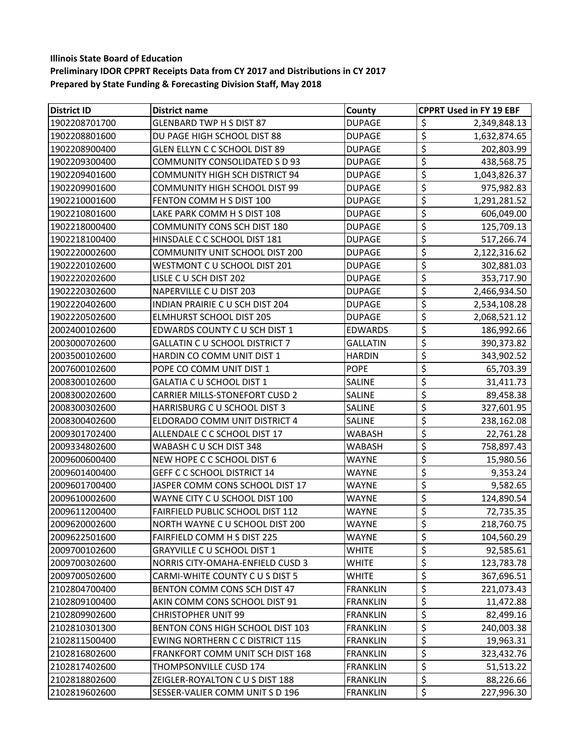**Illinois State Board of Education**
**Preliminary IDOR CPPRT Receipts Data from CY 2017 and Distributions in CY 2017**
**Prepared by State Funding & Forecasting Division Staff, May 2018**

| District ID | District name | County | CPPRT Used in FY 19 EBF |
|---|---|---|---|
| 1902208701700 | GLENBARD TWP H S DIST 87 | DUPAGE | $ 2,349,848.13 |
| 1902208801600 | DU PAGE HIGH SCHOOL DIST 88 | DUPAGE | $ 1,632,874.65 |
| 1902208900400 | GLEN ELLYN C C SCHOOL DIST 89 | DUPAGE | $ 202,803.99 |
| 1902209300400 | COMMUNITY CONSOLIDATED S D 93 | DUPAGE | $ 438,568.75 |
| 1902209401600 | COMMUNITY HIGH SCH DISTRICT 94 | DUPAGE | $ 1,043,826.37 |
| 1902209901600 | COMMUNITY HIGH SCHOOL DIST 99 | DUPAGE | $ 975,982.83 |
| 1902210001600 | FENTON COMM H S DIST 100 | DUPAGE | $ 1,291,281.52 |
| 1902210801600 | LAKE PARK COMM H S DIST 108 | DUPAGE | $ 606,049.00 |
| 1902218000400 | COMMUNITY CONS SCH DIST 180 | DUPAGE | $ 125,709.13 |
| 1902218100400 | HINSDALE C C SCHOOL DIST 181 | DUPAGE | $ 517,266.74 |
| 1902220002600 | COMMUNITY UNIT SCHOOL DIST 200 | DUPAGE | $ 2,122,316.62 |
| 1902220102600 | WESTMONT C U SCHOOL DIST 201 | DUPAGE | $ 302,881.03 |
| 1902220202600 | LISLE C U SCH DIST 202 | DUPAGE | $ 353,717.90 |
| 1902220302600 | NAPERVILLE C U DIST 203 | DUPAGE | $ 2,466,934.50 |
| 1902220402600 | INDIAN PRAIRIE C U SCH DIST 204 | DUPAGE | $ 2,534,108.28 |
| 1902220502600 | ELMHURST SCHOOL DIST 205 | DUPAGE | $ 2,068,521.12 |
| 2002400102600 | EDWARDS COUNTY C U SCH DIST 1 | EDWARDS | $ 186,992.66 |
| 2003000702600 | GALLATIN C U SCHOOL DISTRICT 7 | GALLATIN | $ 390,373.82 |
| 2003500102600 | HARDIN CO COMM UNIT DIST 1 | HARDIN | $ 343,902.52 |
| 2007600102600 | POPE CO COMM UNIT DIST 1 | POPE | $ 65,703.39 |
| 2008300102600 | GALATIA C U SCHOOL DIST 1 | SALINE | $ 31,411.73 |
| 2008300202600 | CARRIER MILLS-STONEFORT CUSD 2 | SALINE | $ 89,458.38 |
| 2008300302600 | HARRISBURG C U SCHOOL DIST 3 | SALINE | $ 327,601.95 |
| 2008300402600 | ELDORADO COMM UNIT DISTRICT 4 | SALINE | $ 238,162.08 |
| 2009301702400 | ALLENDALE C C SCHOOL DIST 17 | WABASH | $ 22,761.28 |
| 2009334802600 | WABASH C U SCH DIST 348 | WABASH | $ 758,897.43 |
| 2009600600400 | NEW HOPE C C SCHOOL DIST 6 | WAYNE | $ 15,980.56 |
| 2009601400400 | GEFF C C SCHOOL DISTRICT 14 | WAYNE | $ 9,353.24 |
| 2009601700400 | JASPER COMM CONS SCHOOL DIST 17 | WAYNE | $ 9,582.65 |
| 2009610002600 | WAYNE CITY C U SCHOOL DIST 100 | WAYNE | $ 124,890.54 |
| 2009611200400 | FAIRFIELD PUBLIC SCHOOL DIST 112 | WAYNE | $ 72,735.35 |
| 2009620002600 | NORTH WAYNE C U SCHOOL DIST 200 | WAYNE | $ 218,760.75 |
| 2009622501600 | FAIRFIELD COMM H S DIST 225 | WAYNE | $ 104,560.29 |
| 2009700102600 | GRAYVILLE C U SCHOOL DIST 1 | WHITE | $ 92,585.61 |
| 2009700302600 | NORRIS CITY-OMAHA-ENFIELD CUSD 3 | WHITE | $ 123,783.78 |
| 2009700502600 | CARMI-WHITE COUNTY C U S DIST 5 | WHITE | $ 367,696.51 |
| 2102804700400 | BENTON COMM CONS SCH DIST 47 | FRANKLIN | $ 221,073.43 |
| 2102809100400 | AKIN COMM CONS SCHOOL DIST 91 | FRANKLIN | $ 11,472.88 |
| 2102809902600 | CHRISTOPHER UNIT 99 | FRANKLIN | $ 82,499.16 |
| 2102810301300 | BENTON CONS HIGH SCHOOL DIST 103 | FRANKLIN | $ 240,003.38 |
| 2102811500400 | EWING NORTHERN C C DISTRICT 115 | FRANKLIN | $ 19,963.31 |
| 2102816802600 | FRANKFORT COMM UNIT SCH DIST 168 | FRANKLIN | $ 323,432.76 |
| 2102817402600 | THOMPSONVILLE CUSD 174 | FRANKLIN | $ 51,513.22 |
| 2102818802600 | ZEIGLER-ROYALTON C U S DIST 188 | FRANKLIN | $ 88,226.66 |
| 2102819602600 | SESSER-VALIER COMM UNIT S D 196 | FRANKLIN | $ 227,996.30 |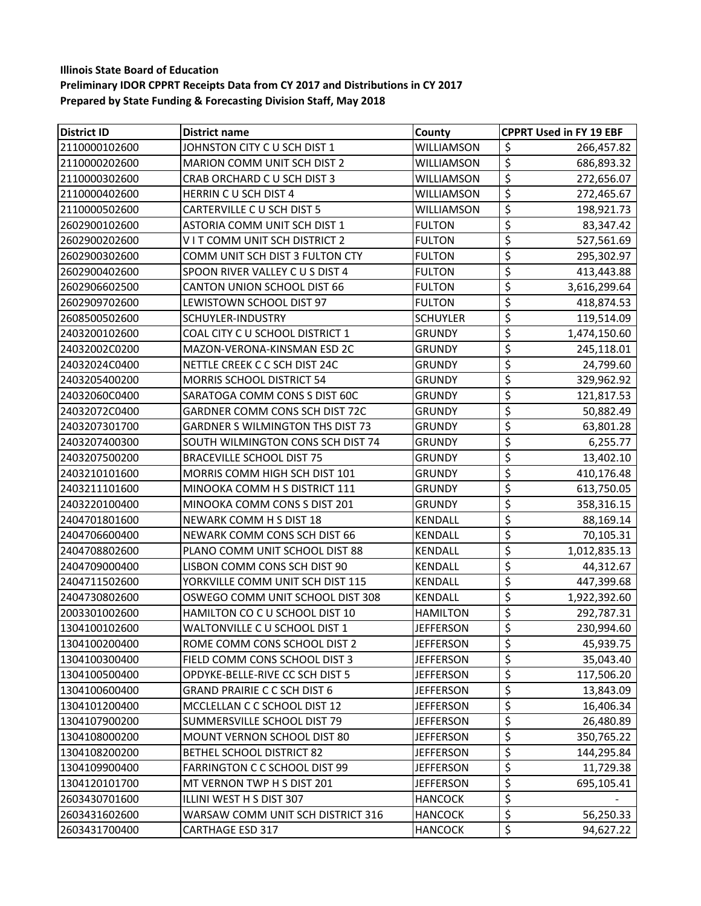**Illinois State Board of Education**

**Preliminary IDOR CPPRT Receipts Data from CY 2017 and Distributions in CY 2017**

**Prepared by State Funding & Forecasting Division Staff, May 2018**

| District ID | District name | County | CPPRT Used in FY 19 EBF |
|---|---|---|---|
| 2110000102600 | JOHNSTON CITY C U SCH DIST 1 | WILLIAMSON | $ 266,457.82 |
| 2110000202600 | MARION COMM UNIT SCH DIST 2 | WILLIAMSON | $ 686,893.32 |
| 2110000302600 | CRAB ORCHARD C U SCH DIST 3 | WILLIAMSON | $ 272,656.07 |
| 2110000402600 | HERRIN C U SCH DIST 4 | WILLIAMSON | $ 272,465.67 |
| 2110000502600 | CARTERVILLE C U SCH DIST 5 | WILLIAMSON | $ 198,921.73 |
| 2602900102600 | ASTORIA COMM UNIT SCH DIST 1 | FULTON | $ 83,347.42 |
| 2602900202600 | V I T COMM UNIT SCH DISTRICT 2 | FULTON | $ 527,561.69 |
| 2602900302600 | COMM UNIT SCH DIST 3 FULTON CTY | FULTON | $ 295,302.97 |
| 2602900402600 | SPOON RIVER VALLEY C U S DIST 4 | FULTON | $ 413,443.88 |
| 2602906602500 | CANTON UNION SCHOOL DIST 66 | FULTON | $ 3,616,299.64 |
| 2602909702600 | LEWISTOWN SCHOOL DIST 97 | FULTON | $ 418,874.53 |
| 2608500502600 | SCHUYLER-INDUSTRY | SCHUYLER | $ 119,514.09 |
| 2403200102600 | COAL CITY C U SCHOOL DISTRICT 1 | GRUNDY | $ 1,474,150.60 |
| 24032002C0200 | MAZON-VERONA-KINSMAN ESD 2C | GRUNDY | $ 245,118.01 |
| 24032024C0400 | NETTLE CREEK C C SCH DIST 24C | GRUNDY | $ 24,799.60 |
| 2403205400200 | MORRIS SCHOOL DISTRICT 54 | GRUNDY | $ 329,962.92 |
| 24032060C0400 | SARATOGA COMM CONS S DIST 60C | GRUNDY | $ 121,817.53 |
| 24032072C0400 | GARDNER COMM CONS SCH DIST 72C | GRUNDY | $ 50,882.49 |
| 2403207301700 | GARDNER S WILMINGTON THS DIST 73 | GRUNDY | $ 63,801.28 |
| 2403207400300 | SOUTH WILMINGTON CONS SCH DIST 74 | GRUNDY | $ 6,255.77 |
| 2403207500200 | BRACEVILLE SCHOOL DIST 75 | GRUNDY | $ 13,402.10 |
| 2403210101600 | MORRIS COMM HIGH SCH DIST 101 | GRUNDY | $ 410,176.48 |
| 2403211101600 | MINOOKA COMM H S DISTRICT 111 | GRUNDY | $ 613,750.05 |
| 2403220100400 | MINOOKA COMM CONS S DIST 201 | GRUNDY | $ 358,316.15 |
| 2404701801600 | NEWARK COMM H S DIST 18 | KENDALL | $ 88,169.14 |
| 2404706600400 | NEWARK COMM CONS SCH DIST 66 | KENDALL | $ 70,105.31 |
| 2404708802600 | PLANO COMM UNIT SCHOOL DIST 88 | KENDALL | $ 1,012,835.13 |
| 2404709000400 | LISBON COMM CONS SCH DIST 90 | KENDALL | $ 44,312.67 |
| 2404711502600 | YORKVILLE COMM UNIT SCH DIST 115 | KENDALL | $ 447,399.68 |
| 2404730802600 | OSWEGO COMM UNIT SCHOOL DIST 308 | KENDALL | $ 1,922,392.60 |
| 2003301002600 | HAMILTON CO C U SCHOOL DIST 10 | HAMILTON | $ 292,787.31 |
| 1304100102600 | WALTONVILLE C U SCHOOL DIST 1 | JEFFERSON | $ 230,994.60 |
| 1304100200400 | ROME COMM CONS SCHOOL DIST 2 | JEFFERSON | $ 45,939.75 |
| 1304100300400 | FIELD COMM CONS SCHOOL DIST 3 | JEFFERSON | $ 35,043.40 |
| 1304100500400 | OPDYKE-BELLE-RIVE CC SCH DIST 5 | JEFFERSON | $ 117,506.20 |
| 1304100600400 | GRAND PRAIRIE C C SCH DIST 6 | JEFFERSON | $ 13,843.09 |
| 1304101200400 | MCCLELLAN C C SCHOOL DIST 12 | JEFFERSON | $ 16,406.34 |
| 1304107900200 | SUMMERSVILLE SCHOOL DIST 79 | JEFFERSON | $ 26,480.89 |
| 1304108000200 | MOUNT VERNON SCHOOL DIST 80 | JEFFERSON | $ 350,765.22 |
| 1304108200200 | BETHEL SCHOOL DISTRICT 82 | JEFFERSON | $ 144,295.84 |
| 1304109900400 | FARRINGTON C C SCHOOL DIST 99 | JEFFERSON | $ 11,729.38 |
| 1304120101700 | MT VERNON TWP H S DIST 201 | JEFFERSON | $ 695,105.41 |
| 2603430701600 | ILLINI WEST H S DIST 307 | HANCOCK | $ - |
| 2603431602600 | WARSAW COMM UNIT SCH DISTRICT 316 | HANCOCK | $ 56,250.33 |
| 2603431700400 | CARTHAGE ESD 317 | HANCOCK | $ 94,627.22 |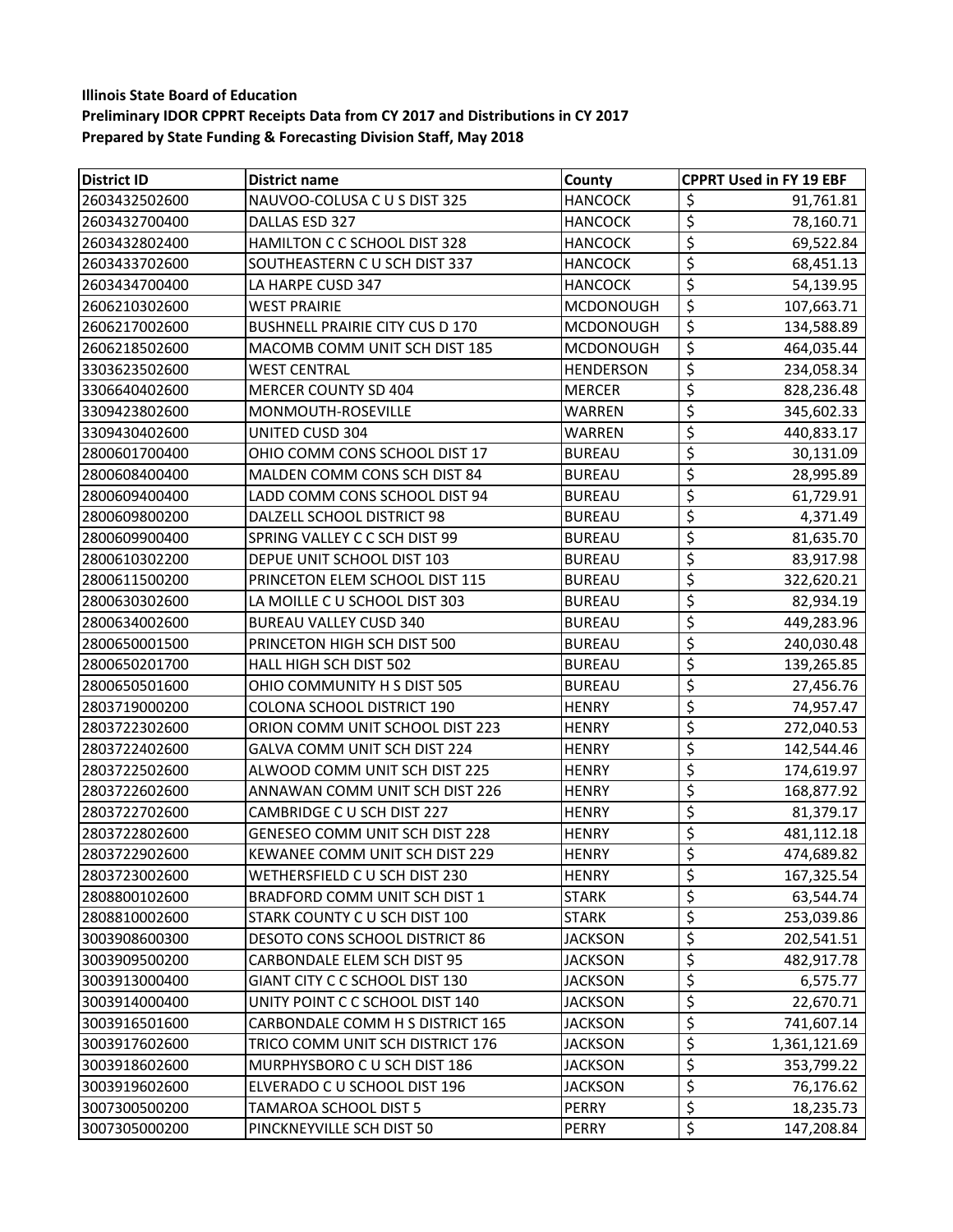**Illinois State Board of Education**
**Preliminary IDOR CPPRT Receipts Data from CY 2017 and Distributions in CY 2017**
**Prepared by State Funding & Forecasting Division Staff, May 2018**

| District ID | District name | County | CPPRT Used in FY 19 EBF |
|---|---|---|---|
| 2603432502600 | NAUVOO-COLUSA C U S DIST 325 | HANCOCK | $ 91,761.81 |
| 2603432700400 | DALLAS ESD 327 | HANCOCK | $ 78,160.71 |
| 2603432802400 | HAMILTON C C SCHOOL DIST 328 | HANCOCK | $ 69,522.84 |
| 2603433702600 | SOUTHEASTERN C U SCH DIST 337 | HANCOCK | $ 68,451.13 |
| 2603434700400 | LA HARPE CUSD 347 | HANCOCK | $ 54,139.95 |
| 2606210302600 | WEST PRAIRIE | MCDONOUGH | $ 107,663.71 |
| 2606217002600 | BUSHNELL PRAIRIE CITY CUS D 170 | MCDONOUGH | $ 134,588.89 |
| 2606218502600 | MACOMB COMM UNIT SCH DIST 185 | MCDONOUGH | $ 464,035.44 |
| 3303623502600 | WEST CENTRAL | HENDERSON | $ 234,058.34 |
| 3306640402600 | MERCER COUNTY SD 404 | MERCER | $ 828,236.48 |
| 3309423802600 | MONMOUTH-ROSEVILLE | WARREN | $ 345,602.33 |
| 3309430402600 | UNITED CUSD 304 | WARREN | $ 440,833.17 |
| 2800601700400 | OHIO COMM CONS SCHOOL DIST 17 | BUREAU | $ 30,131.09 |
| 2800608400400 | MALDEN COMM CONS SCH DIST 84 | BUREAU | $ 28,995.89 |
| 2800609400400 | LADD COMM CONS SCHOOL DIST 94 | BUREAU | $ 61,729.91 |
| 2800609800200 | DALZELL SCHOOL DISTRICT 98 | BUREAU | $ 4,371.49 |
| 2800609900400 | SPRING VALLEY C C SCH DIST 99 | BUREAU | $ 81,635.70 |
| 2800610302200 | DEPUE UNIT SCHOOL DIST 103 | BUREAU | $ 83,917.98 |
| 2800611500200 | PRINCETON ELEM SCHOOL DIST 115 | BUREAU | $ 322,620.21 |
| 2800630302600 | LA MOILLE C U SCHOOL DIST 303 | BUREAU | $ 82,934.19 |
| 2800634002600 | BUREAU VALLEY CUSD 340 | BUREAU | $ 449,283.96 |
| 2800650001500 | PRINCETON HIGH SCH DIST 500 | BUREAU | $ 240,030.48 |
| 2800650201700 | HALL HIGH SCH DIST 502 | BUREAU | $ 139,265.85 |
| 2800650501600 | OHIO COMMUNITY H S DIST 505 | BUREAU | $ 27,456.76 |
| 2803719000200 | COLONA SCHOOL DISTRICT 190 | HENRY | $ 74,957.47 |
| 2803722302600 | ORION COMM UNIT SCHOOL DIST 223 | HENRY | $ 272,040.53 |
| 2803722402600 | GALVA COMM UNIT SCH DIST 224 | HENRY | $ 142,544.46 |
| 2803722502600 | ALWOOD COMM UNIT SCH DIST 225 | HENRY | $ 174,619.97 |
| 2803722602600 | ANNAWAN COMM UNIT SCH DIST 226 | HENRY | $ 168,877.92 |
| 2803722702600 | CAMBRIDGE C U SCH DIST 227 | HENRY | $ 81,379.17 |
| 2803722802600 | GENESEO COMM UNIT SCH DIST 228 | HENRY | $ 481,112.18 |
| 2803722902600 | KEWANEE COMM UNIT SCH DIST 229 | HENRY | $ 474,689.82 |
| 2803723002600 | WETHERSFIELD C U SCH DIST 230 | HENRY | $ 167,325.54 |
| 2808800102600 | BRADFORD COMM UNIT SCH DIST 1 | STARK | $ 63,544.74 |
| 2808810002600 | STARK COUNTY C U SCH DIST 100 | STARK | $ 253,039.86 |
| 3003908600300 | DESOTO CONS SCHOOL DISTRICT 86 | JACKSON | $ 202,541.51 |
| 3003909500200 | CARBONDALE ELEM SCH DIST 95 | JACKSON | $ 482,917.78 |
| 3003913000400 | GIANT CITY C C SCHOOL DIST 130 | JACKSON | $ 6,575.77 |
| 3003914000400 | UNITY POINT C C SCHOOL DIST 140 | JACKSON | $ 22,670.71 |
| 3003916501600 | CARBONDALE COMM H S DISTRICT 165 | JACKSON | $ 741,607.14 |
| 3003917602600 | TRICO COMM UNIT SCH DISTRICT 176 | JACKSON | $ 1,361,121.69 |
| 3003918602600 | MURPHYSBORO C U SCH DIST 186 | JACKSON | $ 353,799.22 |
| 3003919602600 | ELVERADO C U SCHOOL DIST 196 | JACKSON | $ 76,176.62 |
| 3007300500200 | TAMAROA SCHOOL DIST 5 | PERRY | $ 18,235.73 |
| 3007305000200 | PINCKNEYVILLE SCH DIST 50 | PERRY | $ 147,208.84 |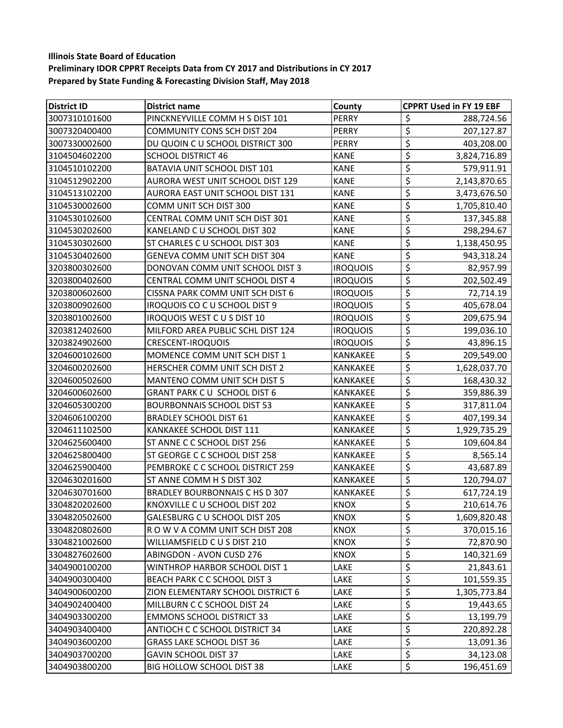**Illinois State Board of Education**
**Preliminary IDOR CPPRT Receipts Data from CY 2017 and Distributions in CY 2017**
**Prepared by State Funding & Forecasting Division Staff, May 2018**

| District ID | District name | County | CPPRT Used in FY 19 EBF |
|---|---|---|---|
| 3007310101600 | PINCKNEYVILLE COMM H S DIST 101 | PERRY | $ 288,724.56 |
| 3007320400400 | COMMUNITY CONS SCH DIST 204 | PERRY | $ 207,127.87 |
| 3007330002600 | DU QUOIN C U SCHOOL DISTRICT 300 | PERRY | $ 403,208.00 |
| 3104504602200 | SCHOOL DISTRICT 46 | KANE | $ 3,824,716.89 |
| 3104510102200 | BATAVIA UNIT SCHOOL DIST 101 | KANE | $ 579,911.91 |
| 3104512902200 | AURORA WEST UNIT SCHOOL DIST 129 | KANE | $ 2,143,870.65 |
| 3104513102200 | AURORA EAST UNIT SCHOOL DIST 131 | KANE | $ 3,473,676.50 |
| 3104530002600 | COMM UNIT SCH DIST 300 | KANE | $ 1,705,810.40 |
| 3104530102600 | CENTRAL COMM UNIT SCH DIST 301 | KANE | $ 137,345.88 |
| 3104530202600 | KANELAND C U SCHOOL DIST 302 | KANE | $ 298,294.67 |
| 3104530302600 | ST CHARLES C U SCHOOL DIST 303 | KANE | $ 1,138,450.95 |
| 3104530402600 | GENEVA COMM UNIT SCH DIST 304 | KANE | $ 943,318.24 |
| 3203800302600 | DONOVAN COMM UNIT SCHOOL DIST 3 | IROQUOIS | $ 82,957.99 |
| 3203800402600 | CENTRAL COMM UNIT SCHOOL DIST 4 | IROQUOIS | $ 202,502.49 |
| 3203800602600 | CISSNA PARK COMM UNIT SCH DIST 6 | IROQUOIS | $ 72,714.19 |
| 3203800902600 | IROQUOIS CO C U SCHOOL DIST 9 | IROQUOIS | $ 405,678.04 |
| 3203801002600 | IROQUOIS WEST C U S DIST 10 | IROQUOIS | $ 209,675.94 |
| 3203812402600 | MILFORD AREA PUBLIC SCHL DIST 124 | IROQUOIS | $ 199,036.10 |
| 3203824902600 | CRESCENT-IROQUOIS | IROQUOIS | $ 43,896.15 |
| 3204600102600 | MOMENCE COMM UNIT SCH DIST 1 | KANKAKEE | $ 209,549.00 |
| 3204600202600 | HERSCHER COMM UNIT SCH DIST 2 | KANKAKEE | $ 1,628,037.70 |
| 3204600502600 | MANTENO COMM UNIT SCH DIST 5 | KANKAKEE | $ 168,430.32 |
| 3204600602600 | GRANT PARK C U SCHOOL DIST 6 | KANKAKEE | $ 359,886.39 |
| 3204605300200 | BOURBONNAIS SCHOOL DIST 53 | KANKAKEE | $ 317,811.04 |
| 3204606100200 | BRADLEY SCHOOL DIST 61 | KANKAKEE | $ 407,199.34 |
| 3204611102500 | KANKAKEE SCHOOL DIST 111 | KANKAKEE | $ 1,929,735.29 |
| 3204625600400 | ST ANNE C C SCHOOL DIST 256 | KANKAKEE | $ 109,604.84 |
| 3204625800400 | ST GEORGE C C SCHOOL DIST 258 | KANKAKEE | $ 8,565.14 |
| 3204625900400 | PEMBROKE C C SCHOOL DISTRICT 259 | KANKAKEE | $ 43,687.89 |
| 3204630201600 | ST ANNE COMM H S DIST 302 | KANKAKEE | $ 120,794.07 |
| 3204630701600 | BRADLEY BOURBONNAIS C HS D 307 | KANKAKEE | $ 617,724.19 |
| 3304820202600 | KNOXVILLE C U SCHOOL DIST 202 | KNOX | $ 210,614.76 |
| 3304820502600 | GALESBURG C U SCHOOL DIST 205 | KNOX | $ 1,609,820.48 |
| 3304820802600 | R O W V A COMM UNIT SCH DIST 208 | KNOX | $ 370,015.16 |
| 3304821002600 | WILLIAMSFIELD C U S DIST 210 | KNOX | $ 72,870.90 |
| 3304827602600 | ABINGDON - AVON CUSD 276 | KNOX | $ 140,321.69 |
| 3404900100200 | WINTHROP HARBOR SCHOOL DIST 1 | LAKE | $ 21,843.61 |
| 3404900300400 | BEACH PARK C C SCHOOL DIST 3 | LAKE | $ 101,559.35 |
| 3404900600200 | ZION ELEMENTARY SCHOOL DISTRICT 6 | LAKE | $ 1,305,773.84 |
| 3404902400400 | MILLBURN C C SCHOOL DIST 24 | LAKE | $ 19,443.65 |
| 3404903300200 | EMMONS SCHOOL DISTRICT 33 | LAKE | $ 13,199.79 |
| 3404903400400 | ANTIOCH C C SCHOOL DISTRICT 34 | LAKE | $ 220,892.28 |
| 3404903600200 | GRASS LAKE SCHOOL DIST 36 | LAKE | $ 13,091.36 |
| 3404903700200 | GAVIN SCHOOL DIST 37 | LAKE | $ 34,123.08 |
| 3404903800200 | BIG HOLLOW SCHOOL DIST 38 | LAKE | $ 196,451.69 |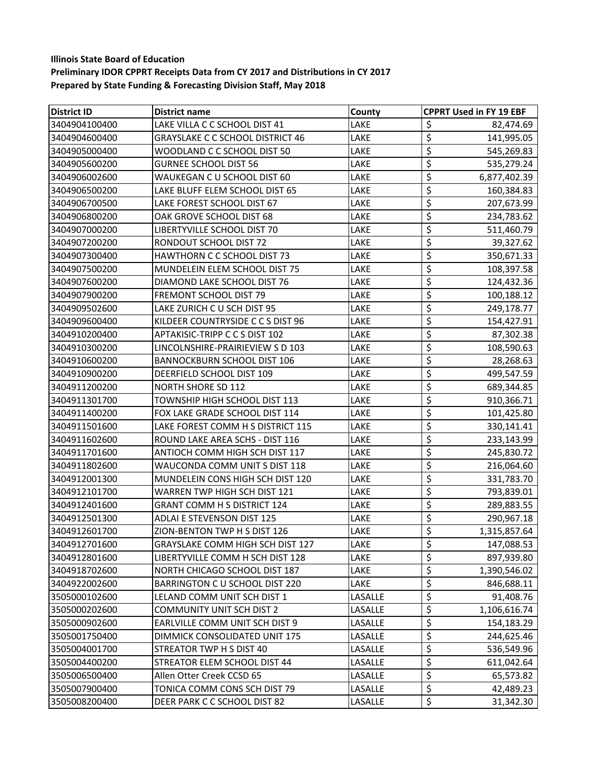**Illinois State Board of Education**
**Preliminary IDOR CPPRT Receipts Data from CY 2017 and Distributions in CY 2017**
**Prepared by State Funding & Forecasting Division Staff, May 2018**

| District ID | District name | County | CPPRT Used in FY 19 EBF |
|---|---|---|---|
| 3404904100400 | LAKE VILLA C C SCHOOL DIST 41 | LAKE | $ 82,474.69 |
| 3404904600400 | GRAYSLAKE C C SCHOOL DISTRICT 46 | LAKE | $ 141,995.05 |
| 3404905000400 | WOODLAND C C SCHOOL DIST 50 | LAKE | $ 545,269.83 |
| 3404905600200 | GURNEE SCHOOL DIST 56 | LAKE | $ 535,279.24 |
| 3404906002600 | WAUKEGAN C U SCHOOL DIST 60 | LAKE | $ 6,877,402.39 |
| 3404906500200 | LAKE BLUFF ELEM SCHOOL DIST 65 | LAKE | $ 160,384.83 |
| 3404906700500 | LAKE FOREST SCHOOL DIST 67 | LAKE | $ 207,673.99 |
| 3404906800200 | OAK GROVE SCHOOL DIST 68 | LAKE | $ 234,783.62 |
| 3404907000200 | LIBERTYVILLE SCHOOL DIST 70 | LAKE | $ 511,460.79 |
| 3404907200200 | RONDOUT SCHOOL DIST 72 | LAKE | $ 39,327.62 |
| 3404907300400 | HAWTHORN C C SCHOOL DIST 73 | LAKE | $ 350,671.33 |
| 3404907500200 | MUNDELEIN ELEM SCHOOL DIST 75 | LAKE | $ 108,397.58 |
| 3404907600200 | DIAMOND LAKE SCHOOL DIST 76 | LAKE | $ 124,432.36 |
| 3404907900200 | FREMONT SCHOOL DIST 79 | LAKE | $ 100,188.12 |
| 3404909502600 | LAKE ZURICH C U SCH DIST 95 | LAKE | $ 249,178.77 |
| 3404909600400 | KILDEER COUNTRYSIDE C C S DIST 96 | LAKE | $ 154,427.91 |
| 3404910200400 | APTAKISIC-TRIPP C C S DIST 102 | LAKE | $ 87,302.38 |
| 3404910300200 | LINCOLNSHIRE-PRAIRIEVIEW S D 103 | LAKE | $ 108,590.63 |
| 3404910600200 | BANNOCKBURN SCHOOL DIST 106 | LAKE | $ 28,268.63 |
| 3404910900200 | DEERFIELD SCHOOL DIST 109 | LAKE | $ 499,547.59 |
| 3404911200200 | NORTH SHORE SD 112 | LAKE | $ 689,344.85 |
| 3404911301700 | TOWNSHIP HIGH SCHOOL DIST 113 | LAKE | $ 910,366.71 |
| 3404911400200 | FOX LAKE GRADE SCHOOL DIST 114 | LAKE | $ 101,425.80 |
| 3404911501600 | LAKE FOREST COMM H S DISTRICT 115 | LAKE | $ 330,141.41 |
| 3404911602600 | ROUND LAKE AREA SCHS - DIST 116 | LAKE | $ 233,143.99 |
| 3404911701600 | ANTIOCH COMM HIGH SCH DIST 117 | LAKE | $ 245,830.72 |
| 3404911802600 | WAUCONDA COMM UNIT S DIST 118 | LAKE | $ 216,064.60 |
| 3404912001300 | MUNDELEIN CONS HIGH SCH DIST 120 | LAKE | $ 331,783.70 |
| 3404912101700 | WARREN TWP HIGH SCH DIST 121 | LAKE | $ 793,839.01 |
| 3404912401600 | GRANT COMM H S DISTRICT 124 | LAKE | $ 289,883.55 |
| 3404912501300 | ADLAI E STEVENSON DIST 125 | LAKE | $ 290,967.18 |
| 3404912601700 | ZION-BENTON TWP H S DIST 126 | LAKE | $ 1,315,857.64 |
| 3404912701600 | GRAYSLAKE COMM HIGH SCH DIST 127 | LAKE | $ 147,088.53 |
| 3404912801600 | LIBERTYVILLE COMM H SCH DIST 128 | LAKE | $ 897,939.80 |
| 3404918702600 | NORTH CHICAGO SCHOOL DIST 187 | LAKE | $ 1,390,546.02 |
| 3404922002600 | BARRINGTON C U SCHOOL DIST 220 | LAKE | $ 846,688.11 |
| 3505000102600 | LELAND COMM UNIT SCH DIST 1 | LASALLE | $ 91,408.76 |
| 3505000202600 | COMMUNITY UNIT SCH DIST 2 | LASALLE | $ 1,106,616.74 |
| 3505000902600 | EARLVILLE COMM UNIT SCH DIST 9 | LASALLE | $ 154,183.29 |
| 3505001750400 | DIMMICK CONSOLIDATED UNIT 175 | LASALLE | $ 244,625.46 |
| 3505004001700 | STREATOR TWP H S DIST 40 | LASALLE | $ 536,549.96 |
| 3505004400200 | STREATOR ELEM SCHOOL DIST 44 | LASALLE | $ 611,042.64 |
| 3505006500400 | Allen Otter Creek CCSD 65 | LASALLE | $ 65,573.82 |
| 3505007900400 | TONICA COMM CONS SCH DIST 79 | LASALLE | $ 42,489.23 |
| 3505008200400 | DEER PARK C C SCHOOL DIST 82 | LASALLE | $ 31,342.30 |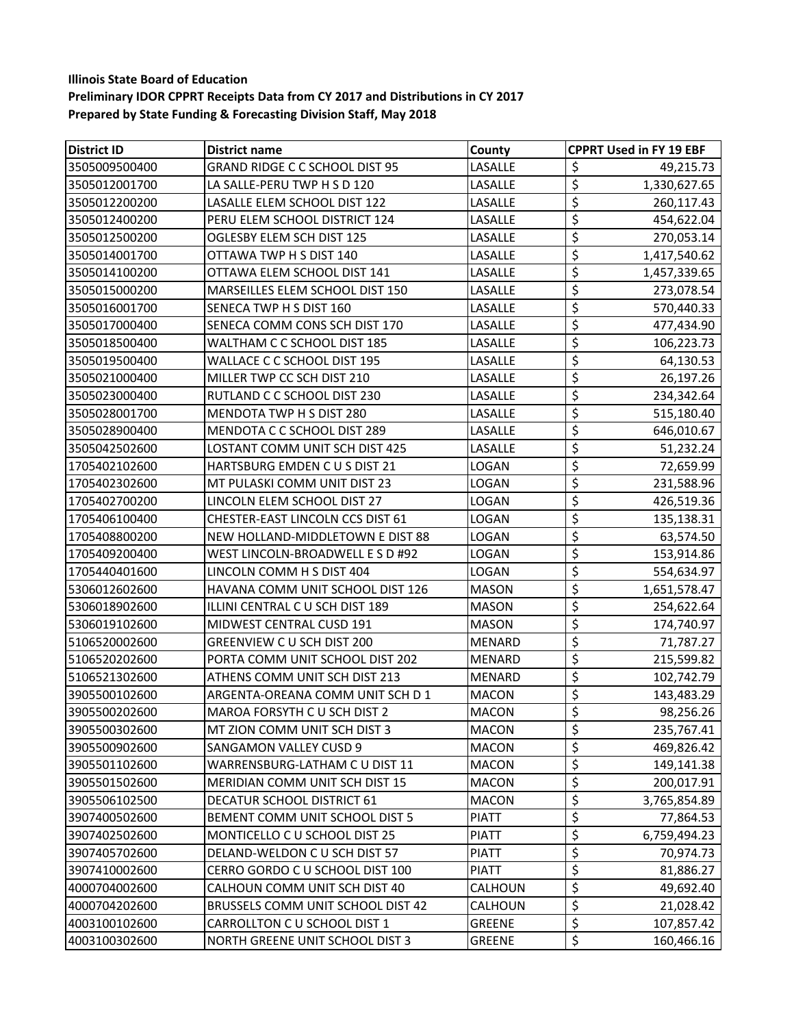**Illinois State Board of Education**
**Preliminary IDOR CPPRT Receipts Data from CY 2017 and Distributions in CY 2017**
**Prepared by State Funding & Forecasting Division Staff, May 2018**

| District ID | District name | County | CPPRT Used in FY 19 EBF |
|---|---|---|---|
| 3505009500400 | GRAND RIDGE C C SCHOOL DIST 95 | LASALLE | $ 49,215.73 |
| 3505012001700 | LA SALLE-PERU TWP H S D 120 | LASALLE | $ 1,330,627.65 |
| 3505012200200 | LASALLE ELEM SCHOOL DIST 122 | LASALLE | $ 260,117.43 |
| 3505012400200 | PERU ELEM SCHOOL DISTRICT 124 | LASALLE | $ 454,622.04 |
| 3505012500200 | OGLESBY ELEM SCH DIST 125 | LASALLE | $ 270,053.14 |
| 3505014001700 | OTTAWA TWP H S DIST 140 | LASALLE | $ 1,417,540.62 |
| 3505014100200 | OTTAWA ELEM SCHOOL DIST 141 | LASALLE | $ 1,457,339.65 |
| 3505015000200 | MARSEILLES ELEM SCHOOL DIST 150 | LASALLE | $ 273,078.54 |
| 3505016001700 | SENECA TWP H S DIST 160 | LASALLE | $ 570,440.33 |
| 3505017000400 | SENECA COMM CONS SCH DIST 170 | LASALLE | $ 477,434.90 |
| 3505018500400 | WALTHAM C C SCHOOL DIST 185 | LASALLE | $ 106,223.73 |
| 3505019500400 | WALLACE C C SCHOOL DIST 195 | LASALLE | $ 64,130.53 |
| 3505021000400 | MILLER TWP CC SCH DIST 210 | LASALLE | $ 26,197.26 |
| 3505023000400 | RUTLAND C C SCHOOL DIST 230 | LASALLE | $ 234,342.64 |
| 3505028001700 | MENDOTA TWP H S DIST 280 | LASALLE | $ 515,180.40 |
| 3505028900400 | MENDOTA C C SCHOOL DIST 289 | LASALLE | $ 646,010.67 |
| 3505042502600 | LOSTANT COMM UNIT SCH DIST 425 | LASALLE | $ 51,232.24 |
| 1705402102600 | HARTSBURG EMDEN C U S DIST 21 | LOGAN | $ 72,659.99 |
| 1705402302600 | MT PULASKI COMM UNIT DIST 23 | LOGAN | $ 231,588.96 |
| 1705402700200 | LINCOLN ELEM SCHOOL DIST 27 | LOGAN | $ 426,519.36 |
| 1705406100400 | CHESTER-EAST LINCOLN CCS DIST 61 | LOGAN | $ 135,138.31 |
| 1705408800200 | NEW HOLLAND-MIDDLETOWN E DIST 88 | LOGAN | $ 63,574.50 |
| 1705409200400 | WEST LINCOLN-BROADWELL E S D #92 | LOGAN | $ 153,914.86 |
| 1705440401600 | LINCOLN COMM H S DIST 404 | LOGAN | $ 554,634.97 |
| 5306012602600 | HAVANA COMM UNIT SCHOOL DIST 126 | MASON | $ 1,651,578.47 |
| 5306018902600 | ILLINI CENTRAL C U SCH DIST 189 | MASON | $ 254,622.64 |
| 5306019102600 | MIDWEST CENTRAL CUSD 191 | MASON | $ 174,740.97 |
| 5106520002600 | GREENVIEW C U SCH DIST 200 | MENARD | $ 71,787.27 |
| 5106520202600 | PORTA COMM UNIT SCHOOL DIST 202 | MENARD | $ 215,599.82 |
| 5106521302600 | ATHENS COMM UNIT SCH DIST 213 | MENARD | $ 102,742.79 |
| 3905500102600 | ARGENTA-OREANA COMM UNIT SCH D 1 | MACON | $ 143,483.29 |
| 3905500202600 | MAROA FORSYTH C U SCH DIST 2 | MACON | $ 98,256.26 |
| 3905500302600 | MT ZION COMM UNIT SCH DIST 3 | MACON | $ 235,767.41 |
| 3905500902600 | SANGAMON VALLEY CUSD 9 | MACON | $ 469,826.42 |
| 3905501102600 | WARRENSBURG-LATHAM C U DIST 11 | MACON | $ 149,141.38 |
| 3905501502600 | MERIDIAN COMM UNIT SCH DIST 15 | MACON | $ 200,017.91 |
| 3905506102500 | DECATUR SCHOOL DISTRICT 61 | MACON | $ 3,765,854.89 |
| 3907400502600 | BEMENT COMM UNIT SCHOOL DIST 5 | PIATT | $ 77,864.53 |
| 3907402502600 | MONTICELLO C U SCHOOL DIST 25 | PIATT | $ 6,759,494.23 |
| 3907405702600 | DELAND-WELDON C U SCH DIST 57 | PIATT | $ 70,974.73 |
| 3907410002600 | CERRO GORDO C U SCHOOL DIST 100 | PIATT | $ 81,886.27 |
| 4000704002600 | CALHOUN COMM UNIT SCH DIST 40 | CALHOUN | $ 49,692.40 |
| 4000704202600 | BRUSSELS COMM UNIT SCHOOL DIST 42 | CALHOUN | $ 21,028.42 |
| 4003100102600 | CARROLLTON C U SCHOOL DIST 1 | GREENE | $ 107,857.42 |
| 4003100302600 | NORTH GREENE UNIT SCHOOL DIST 3 | GREENE | $ 160,466.16 |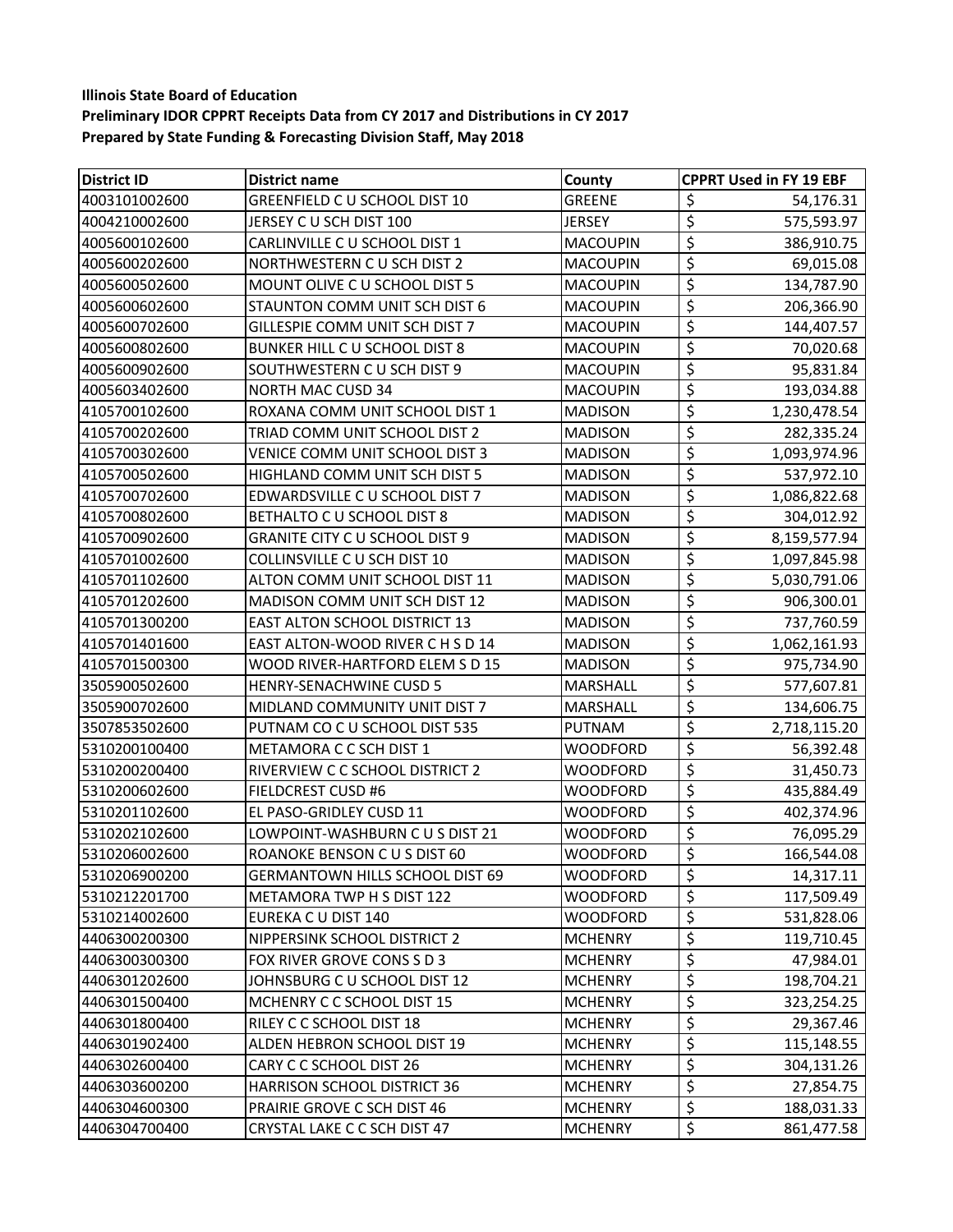**Illinois State Board of Education**
**Preliminary IDOR CPPRT Receipts Data from CY 2017 and Distributions in CY 2017**
**Prepared by State Funding & Forecasting Division Staff, May 2018**

| District ID | District name | County | CPPRT Used in FY 19 EBF |
|---|---|---|---|
| 4003101002600 | GREENFIELD C U SCHOOL DIST 10 | GREENE | $ 54,176.31 |
| 4004210002600 | JERSEY C U SCH DIST 100 | JERSEY | $ 575,593.97 |
| 4005600102600 | CARLINVILLE C U SCHOOL DIST 1 | MACOUPIN | $ 386,910.75 |
| 4005600202600 | NORTHWESTERN C U SCH DIST 2 | MACOUPIN | $ 69,015.08 |
| 4005600502600 | MOUNT OLIVE C U SCHOOL DIST 5 | MACOUPIN | $ 134,787.90 |
| 4005600602600 | STAUNTON COMM UNIT SCH DIST 6 | MACOUPIN | $ 206,366.90 |
| 4005600702600 | GILLESPIE COMM UNIT SCH DIST 7 | MACOUPIN | $ 144,407.57 |
| 4005600802600 | BUNKER HILL C U SCHOOL DIST 8 | MACOUPIN | $ 70,020.68 |
| 4005600902600 | SOUTHWESTERN C U SCH DIST 9 | MACOUPIN | $ 95,831.84 |
| 4005603402600 | NORTH MAC CUSD 34 | MACOUPIN | $ 193,034.88 |
| 4105700102600 | ROXANA COMM UNIT SCHOOL DIST 1 | MADISON | $ 1,230,478.54 |
| 4105700202600 | TRIAD COMM UNIT SCHOOL DIST 2 | MADISON | $ 282,335.24 |
| 4105700302600 | VENICE COMM UNIT SCHOOL DIST 3 | MADISON | $ 1,093,974.96 |
| 4105700502600 | HIGHLAND COMM UNIT SCH DIST 5 | MADISON | $ 537,972.10 |
| 4105700702600 | EDWARDSVILLE C U SCHOOL DIST 7 | MADISON | $ 1,086,822.68 |
| 4105700802600 | BETHALTO C U SCHOOL DIST 8 | MADISON | $ 304,012.92 |
| 4105700902600 | GRANITE CITY C U SCHOOL DIST 9 | MADISON | $ 8,159,577.94 |
| 4105701002600 | COLLINSVILLE C U SCH DIST 10 | MADISON | $ 1,097,845.98 |
| 4105701102600 | ALTON COMM UNIT SCHOOL DIST 11 | MADISON | $ 5,030,791.06 |
| 4105701202600 | MADISON COMM UNIT SCH DIST 12 | MADISON | $ 906,300.01 |
| 4105701300200 | EAST ALTON SCHOOL DISTRICT 13 | MADISON | $ 737,760.59 |
| 4105701401600 | EAST ALTON-WOOD RIVER C H S D 14 | MADISON | $ 1,062,161.93 |
| 4105701500300 | WOOD RIVER-HARTFORD ELEM S D 15 | MADISON | $ 975,734.90 |
| 3505900502600 | HENRY-SENACHWINE CUSD 5 | MARSHALL | $ 577,607.81 |
| 3505900702600 | MIDLAND COMMUNITY UNIT DIST 7 | MARSHALL | $ 134,606.75 |
| 3507853502600 | PUTNAM CO C U SCHOOL DIST 535 | PUTNAM | $ 2,718,115.20 |
| 5310200100400 | METAMORA C C SCH DIST 1 | WOODFORD | $ 56,392.48 |
| 5310200200400 | RIVERVIEW C C SCHOOL DISTRICT 2 | WOODFORD | $ 31,450.73 |
| 5310200602600 | FIELDCREST CUSD #6 | WOODFORD | $ 435,884.49 |
| 5310201102600 | EL PASO-GRIDLEY CUSD 11 | WOODFORD | $ 402,374.96 |
| 5310202102600 | LOWPOINT-WASHBURN C U S DIST 21 | WOODFORD | $ 76,095.29 |
| 5310206002600 | ROANOKE BENSON C U S DIST 60 | WOODFORD | $ 166,544.08 |
| 5310206900200 | GERMANTOWN HILLS SCHOOL DIST 69 | WOODFORD | $ 14,317.11 |
| 5310212201700 | METAMORA TWP H S DIST 122 | WOODFORD | $ 117,509.49 |
| 5310214002600 | EUREKA C U DIST 140 | WOODFORD | $ 531,828.06 |
| 4406300200300 | NIPPERSINK SCHOOL DISTRICT 2 | MCHENRY | $ 119,710.45 |
| 4406300300300 | FOX RIVER GROVE CONS S D 3 | MCHENRY | $ 47,984.01 |
| 4406301202600 | JOHNSBURG C U SCHOOL DIST 12 | MCHENRY | $ 198,704.21 |
| 4406301500400 | MCHENRY C C SCHOOL DIST 15 | MCHENRY | $ 323,254.25 |
| 4406301800400 | RILEY C C SCHOOL DIST 18 | MCHENRY | $ 29,367.46 |
| 4406301902400 | ALDEN HEBRON SCHOOL DIST 19 | MCHENRY | $ 115,148.55 |
| 4406302600400 | CARY C C SCHOOL DIST 26 | MCHENRY | $ 304,131.26 |
| 4406303600200 | HARRISON SCHOOL DISTRICT 36 | MCHENRY | $ 27,854.75 |
| 4406304600300 | PRAIRIE GROVE C SCH DIST 46 | MCHENRY | $ 188,031.33 |
| 4406304700400 | CRYSTAL LAKE C C SCH DIST 47 | MCHENRY | $ 861,477.58 |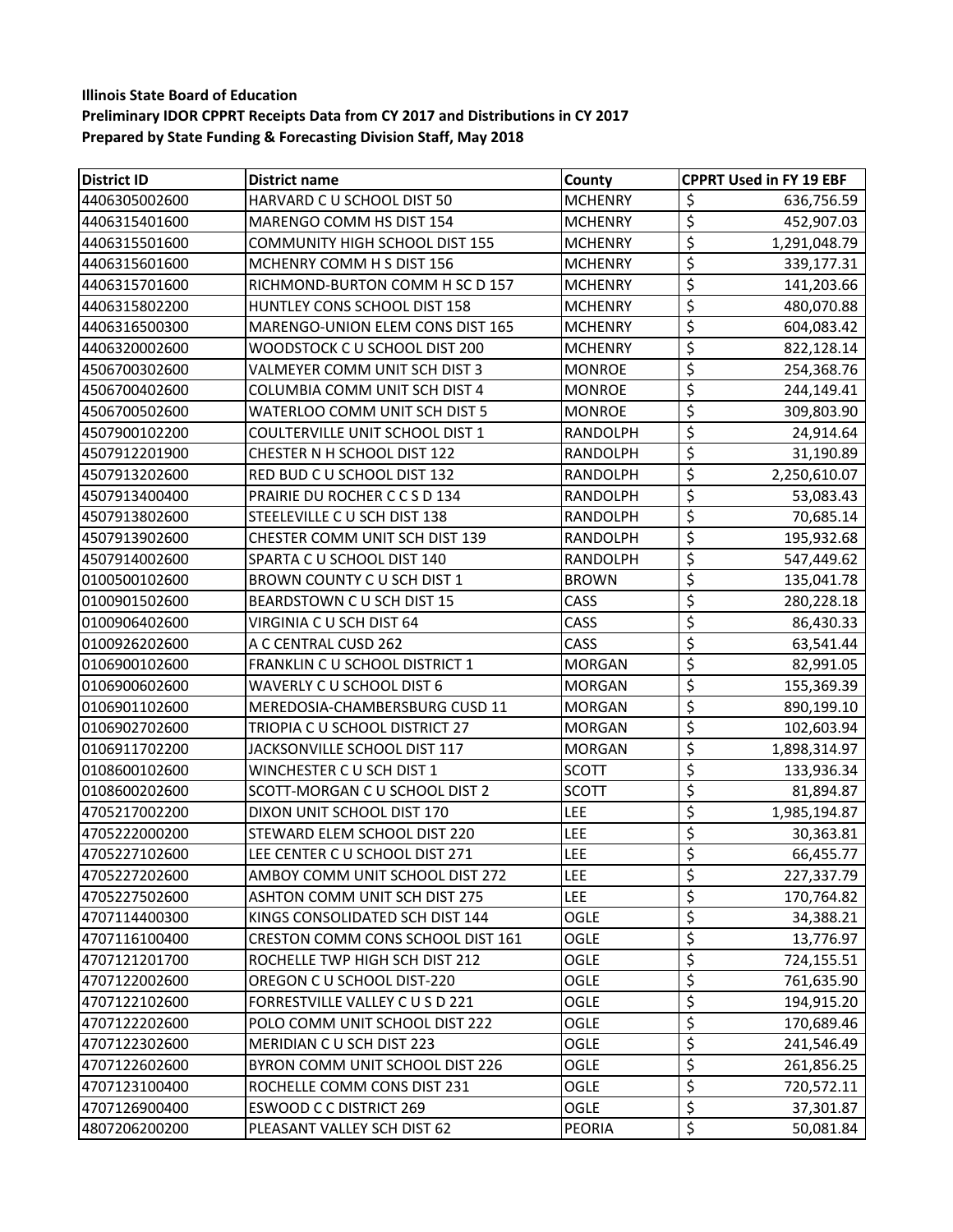**Illinois State Board of Education**
**Preliminary IDOR CPPRT Receipts Data from CY 2017 and Distributions in CY 2017**
**Prepared by State Funding & Forecasting Division Staff, May 2018**

| District ID | District name | County | CPPRT Used in FY 19 EBF |
|---|---|---|---|
| 4406305002600 | HARVARD C U SCHOOL DIST 50 | MCHENRY | $ 636,756.59 |
| 4406315401600 | MARENGO COMM HS DIST 154 | MCHENRY | $ 452,907.03 |
| 4406315501600 | COMMUNITY HIGH SCHOOL DIST 155 | MCHENRY | $ 1,291,048.79 |
| 4406315601600 | MCHENRY COMM H S DIST 156 | MCHENRY | $ 339,177.31 |
| 4406315701600 | RICHMOND-BURTON COMM H SC D 157 | MCHENRY | $ 141,203.66 |
| 4406315802200 | HUNTLEY CONS SCHOOL DIST 158 | MCHENRY | $ 480,070.88 |
| 4406316500300 | MARENGO-UNION ELEM CONS DIST 165 | MCHENRY | $ 604,083.42 |
| 4406320002600 | WOODSTOCK C U SCHOOL DIST 200 | MCHENRY | $ 822,128.14 |
| 4506700302600 | VALMEYER COMM UNIT SCH DIST 3 | MONROE | $ 254,368.76 |
| 4506700402600 | COLUMBIA COMM UNIT SCH DIST 4 | MONROE | $ 244,149.41 |
| 4506700502600 | WATERLOO COMM UNIT SCH DIST 5 | MONROE | $ 309,803.90 |
| 4507900102200 | COULTERVILLE UNIT SCHOOL DIST 1 | RANDOLPH | $ 24,914.64 |
| 4507912201900 | CHESTER N H SCHOOL DIST 122 | RANDOLPH | $ 31,190.89 |
| 4507913202600 | RED BUD C U SCHOOL DIST 132 | RANDOLPH | $ 2,250,610.07 |
| 4507913400400 | PRAIRIE DU ROCHER C C S D 134 | RANDOLPH | $ 53,083.43 |
| 4507913802600 | STEELEVILLE C U SCH DIST 138 | RANDOLPH | $ 70,685.14 |
| 4507913902600 | CHESTER COMM UNIT SCH DIST 139 | RANDOLPH | $ 195,932.68 |
| 4507914002600 | SPARTA C U SCHOOL DIST 140 | RANDOLPH | $ 547,449.62 |
| 0100500102600 | BROWN COUNTY C U SCH DIST 1 | BROWN | $ 135,041.78 |
| 0100901502600 | BEARDSTOWN C U SCH DIST 15 | CASS | $ 280,228.18 |
| 0100906402600 | VIRGINIA C U SCH DIST 64 | CASS | $ 86,430.33 |
| 0100926202600 | A C CENTRAL CUSD 262 | CASS | $ 63,541.44 |
| 0106900102600 | FRANKLIN C U SCHOOL DISTRICT 1 | MORGAN | $ 82,991.05 |
| 0106900602600 | WAVERLY C U SCHOOL DIST 6 | MORGAN | $ 155,369.39 |
| 0106901102600 | MEREDOSIA-CHAMBERSBURG CUSD 11 | MORGAN | $ 890,199.10 |
| 0106902702600 | TRIOPIA C U SCHOOL DISTRICT 27 | MORGAN | $ 102,603.94 |
| 0106911702200 | JACKSONVILLE SCHOOL DIST 117 | MORGAN | $ 1,898,314.97 |
| 0108600102600 | WINCHESTER C U SCH DIST 1 | SCOTT | $ 133,936.34 |
| 0108600202600 | SCOTT-MORGAN C U SCHOOL DIST 2 | SCOTT | $ 81,894.87 |
| 4705217002200 | DIXON UNIT SCHOOL DIST 170 | LEE | $ 1,985,194.87 |
| 4705222000200 | STEWARD ELEM SCHOOL DIST 220 | LEE | $ 30,363.81 |
| 4705227102600 | LEE CENTER C U SCHOOL DIST 271 | LEE | $ 66,455.77 |
| 4705227202600 | AMBOY COMM UNIT SCHOOL DIST 272 | LEE | $ 227,337.79 |
| 4705227502600 | ASHTON COMM UNIT SCH DIST 275 | LEE | $ 170,764.82 |
| 4707114400300 | KINGS CONSOLIDATED SCH DIST 144 | OGLE | $ 34,388.21 |
| 4707116100400 | CRESTON COMM CONS SCHOOL DIST 161 | OGLE | $ 13,776.97 |
| 4707121201700 | ROCHELLE TWP HIGH SCH DIST 212 | OGLE | $ 724,155.51 |
| 4707122002600 | OREGON C U SCHOOL DIST-220 | OGLE | $ 761,635.90 |
| 4707122102600 | FORRESTVILLE VALLEY C U S D 221 | OGLE | $ 194,915.20 |
| 4707122202600 | POLO COMM UNIT SCHOOL DIST 222 | OGLE | $ 170,689.46 |
| 4707122302600 | MERIDIAN C U SCH DIST 223 | OGLE | $ 241,546.49 |
| 4707122602600 | BYRON COMM UNIT SCHOOL DIST 226 | OGLE | $ 261,856.25 |
| 4707123100400 | ROCHELLE COMM CONS DIST 231 | OGLE | $ 720,572.11 |
| 4707126900400 | ESWOOD C C DISTRICT 269 | OGLE | $ 37,301.87 |
| 4807206200200 | PLEASANT VALLEY SCH DIST 62 | PEORIA | $ 50,081.84 |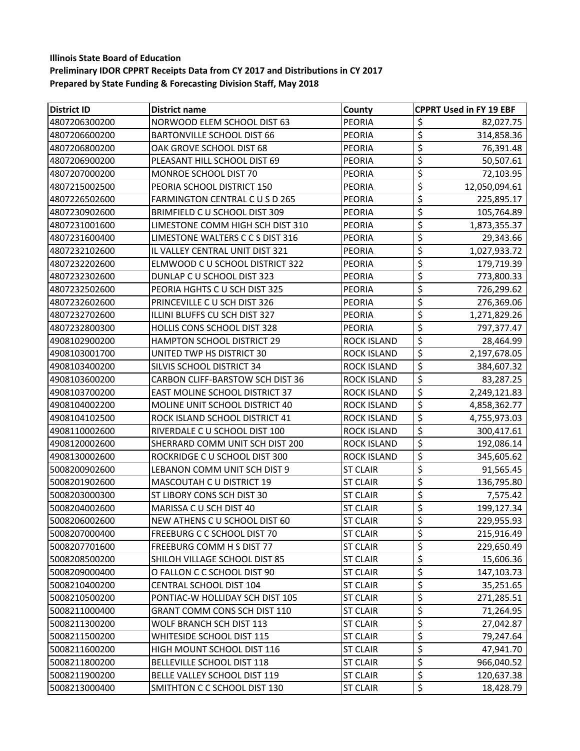**Illinois State Board of Education**
**Preliminary IDOR CPPRT Receipts Data from CY 2017 and Distributions in CY 2017**
**Prepared by State Funding & Forecasting Division Staff, May 2018**

| District ID | District name | County | CPPRT Used in FY 19 EBF |
|---|---|---|---|
| 4807206300200 | NORWOOD ELEM SCHOOL DIST 63 | PEORIA | $ 82,027.75 |
| 4807206600200 | BARTONVILLE SCHOOL DIST 66 | PEORIA | $ 314,858.36 |
| 4807206800200 | OAK GROVE SCHOOL DIST 68 | PEORIA | $ 76,391.48 |
| 4807206900200 | PLEASANT HILL SCHOOL DIST 69 | PEORIA | $ 50,507.61 |
| 4807207000200 | MONROE SCHOOL DIST 70 | PEORIA | $ 72,103.95 |
| 4807215002500 | PEORIA SCHOOL DISTRICT 150 | PEORIA | $ 12,050,094.61 |
| 4807226502600 | FARMINGTON CENTRAL C U S D 265 | PEORIA | $ 225,895.17 |
| 4807230902600 | BRIMFIELD C U SCHOOL DIST 309 | PEORIA | $ 105,764.89 |
| 4807231001600 | LIMESTONE COMM HIGH SCH DIST 310 | PEORIA | $ 1,873,355.37 |
| 4807231600400 | LIMESTONE WALTERS C C S DIST 316 | PEORIA | $ 29,343.66 |
| 4807232102600 | IL VALLEY CENTRAL UNIT DIST 321 | PEORIA | $ 1,027,933.72 |
| 4807232202600 | ELMWOOD C U SCHOOL DISTRICT 322 | PEORIA | $ 179,719.39 |
| 4807232302600 | DUNLAP C U SCHOOL DIST 323 | PEORIA | $ 773,800.33 |
| 4807232502600 | PEORIA HGHTS C U SCH DIST 325 | PEORIA | $ 726,299.62 |
| 4807232602600 | PRINCEVILLE C U SCH DIST 326 | PEORIA | $ 276,369.06 |
| 4807232702600 | ILLINI BLUFFS CU SCH DIST 327 | PEORIA | $ 1,271,829.26 |
| 4807232800300 | HOLLIS CONS SCHOOL DIST 328 | PEORIA | $ 797,377.47 |
| 4908102900200 | HAMPTON SCHOOL DISTRICT 29 | ROCK ISLAND | $ 28,464.99 |
| 4908103001700 | UNITED TWP HS DISTRICT 30 | ROCK ISLAND | $ 2,197,678.05 |
| 4908103400200 | SILVIS SCHOOL DISTRICT 34 | ROCK ISLAND | $ 384,607.32 |
| 4908103600200 | CARBON CLIFF-BARSTOW SCH DIST 36 | ROCK ISLAND | $ 83,287.25 |
| 4908103700200 | EAST MOLINE SCHOOL DISTRICT 37 | ROCK ISLAND | $ 2,249,121.83 |
| 4908104002200 | MOLINE UNIT SCHOOL DISTRICT 40 | ROCK ISLAND | $ 4,858,362.77 |
| 4908104102500 | ROCK ISLAND SCHOOL DISTRICT 41 | ROCK ISLAND | $ 4,755,973.03 |
| 4908110002600 | RIVERDALE C U SCHOOL DIST 100 | ROCK ISLAND | $ 300,417.61 |
| 4908120002600 | SHERRARD COMM UNIT SCH DIST 200 | ROCK ISLAND | $ 192,086.14 |
| 4908130002600 | ROCKRIDGE C U SCHOOL DIST 300 | ROCK ISLAND | $ 345,605.62 |
| 5008200902600 | LEBANON COMM UNIT SCH DIST 9 | ST CLAIR | $ 91,565.45 |
| 5008201902600 | MASCOUTAH C U DISTRICT 19 | ST CLAIR | $ 136,795.80 |
| 5008203000300 | ST LIBORY CONS SCH DIST 30 | ST CLAIR | $ 7,575.42 |
| 5008204002600 | MARISSA C U SCH DIST 40 | ST CLAIR | $ 199,127.34 |
| 5008206002600 | NEW ATHENS C U SCHOOL DIST 60 | ST CLAIR | $ 229,955.93 |
| 5008207000400 | FREEBURG C C SCHOOL DIST 70 | ST CLAIR | $ 215,916.49 |
| 5008207701600 | FREEBURG COMM H S DIST 77 | ST CLAIR | $ 229,650.49 |
| 5008208500200 | SHILOH VILLAGE SCHOOL DIST 85 | ST CLAIR | $ 15,606.36 |
| 5008209000400 | O FALLON C C SCHOOL DIST 90 | ST CLAIR | $ 147,103.73 |
| 5008210400200 | CENTRAL SCHOOL DIST 104 | ST CLAIR | $ 35,251.65 |
| 5008210500200 | PONTIAC-W HOLLIDAY SCH DIST 105 | ST CLAIR | $ 271,285.51 |
| 5008211000400 | GRANT COMM CONS SCH DIST 110 | ST CLAIR | $ 71,264.95 |
| 5008211300200 | WOLF BRANCH SCH DIST 113 | ST CLAIR | $ 27,042.87 |
| 5008211500200 | WHITESIDE SCHOOL DIST 115 | ST CLAIR | $ 79,247.64 |
| 5008211600200 | HIGH MOUNT SCHOOL DIST 116 | ST CLAIR | $ 47,941.70 |
| 5008211800200 | BELLEVILLE SCHOOL DIST 118 | ST CLAIR | $ 966,040.52 |
| 5008211900200 | BELLE VALLEY SCHOOL DIST 119 | ST CLAIR | $ 120,637.38 |
| 5008213000400 | SMITHTON C C SCHOOL DIST 130 | ST CLAIR | $ 18,428.79 |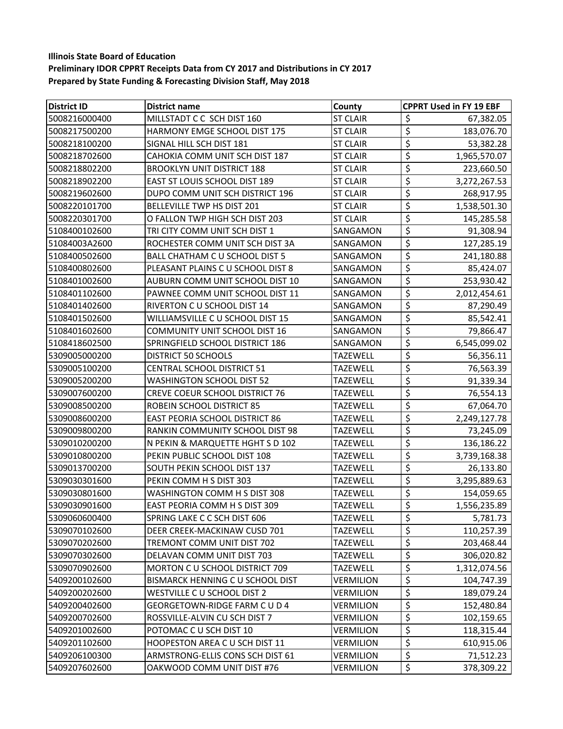**Illinois State Board of Education**
**Preliminary IDOR CPPRT Receipts Data from CY 2017 and Distributions in CY 2017**
**Prepared by State Funding & Forecasting Division Staff, May 2018**

| District ID | District name | County | CPPRT Used in FY 19 EBF |
|---|---|---|---|
| 5008216000400 | MILLSTADT C C SCH DIST 160 | ST CLAIR | $ 67,382.05 |
| 5008217500200 | HARMONY EMGE SCHOOL DIST 175 | ST CLAIR | $ 183,076.70 |
| 5008218100200 | SIGNAL HILL SCH DIST 181 | ST CLAIR | $ 53,382.28 |
| 5008218702600 | CAHOKIA COMM UNIT SCH DIST 187 | ST CLAIR | $ 1,965,570.07 |
| 5008218802200 | BROOKLYN UNIT DISTRICT 188 | ST CLAIR | $ 223,660.50 |
| 5008218902200 | EAST ST LOUIS SCHOOL DIST 189 | ST CLAIR | $ 3,272,267.53 |
| 5008219602600 | DUPO COMM UNIT SCH DISTRICT 196 | ST CLAIR | $ 268,917.95 |
| 5008220101700 | BELLEVILLE TWP HS DIST 201 | ST CLAIR | $ 1,538,501.30 |
| 5008220301700 | O FALLON TWP HIGH SCH DIST 203 | ST CLAIR | $ 145,285.58 |
| 5108400102600 | TRI CITY COMM UNIT SCH DIST 1 | SANGAMON | $ 91,308.94 |
| 51084003A2600 | ROCHESTER COMM UNIT SCH DIST 3A | SANGAMON | $ 127,285.19 |
| 5108400502600 | BALL CHATHAM C U SCHOOL DIST 5 | SANGAMON | $ 241,180.88 |
| 5108400802600 | PLEASANT PLAINS C U SCHOOL DIST 8 | SANGAMON | $ 85,424.07 |
| 5108401002600 | AUBURN COMM UNIT SCHOOL DIST 10 | SANGAMON | $ 253,930.42 |
| 5108401102600 | PAWNEE COMM UNIT SCHOOL DIST 11 | SANGAMON | $ 2,012,454.61 |
| 5108401402600 | RIVERTON C U SCHOOL DIST 14 | SANGAMON | $ 87,290.49 |
| 5108401502600 | WILLIAMSVILLE C U SCHOOL DIST 15 | SANGAMON | $ 85,542.41 |
| 5108401602600 | COMMUNITY UNIT SCHOOL DIST 16 | SANGAMON | $ 79,866.47 |
| 5108418602500 | SPRINGFIELD SCHOOL DISTRICT 186 | SANGAMON | $ 6,545,099.02 |
| 5309005000200 | DISTRICT 50 SCHOOLS | TAZEWELL | $ 56,356.11 |
| 5309005100200 | CENTRAL SCHOOL DISTRICT 51 | TAZEWELL | $ 76,563.39 |
| 5309005200200 | WASHINGTON SCHOOL DIST 52 | TAZEWELL | $ 91,339.34 |
| 5309007600200 | CREVE COEUR SCHOOL DISTRICT 76 | TAZEWELL | $ 76,554.13 |
| 5309008500200 | ROBEIN SCHOOL DISTRICT 85 | TAZEWELL | $ 67,064.70 |
| 5309008600200 | EAST PEORIA SCHOOL DISTRICT 86 | TAZEWELL | $ 2,249,127.78 |
| 5309009800200 | RANKIN COMMUNITY SCHOOL DIST 98 | TAZEWELL | $ 73,245.09 |
| 5309010200200 | N PEKIN & MARQUETTE HGHT S D 102 | TAZEWELL | $ 136,186.22 |
| 5309010800200 | PEKIN PUBLIC SCHOOL DIST 108 | TAZEWELL | $ 3,739,168.38 |
| 5309013700200 | SOUTH PEKIN SCHOOL DIST 137 | TAZEWELL | $ 26,133.80 |
| 5309030301600 | PEKIN COMM H S DIST 303 | TAZEWELL | $ 3,295,889.63 |
| 5309030801600 | WASHINGTON COMM H S DIST 308 | TAZEWELL | $ 154,059.65 |
| 5309030901600 | EAST PEORIA COMM H S DIST 309 | TAZEWELL | $ 1,556,235.89 |
| 5309060600400 | SPRING LAKE C C SCH DIST 606 | TAZEWELL | $ 5,781.73 |
| 5309070102600 | DEER CREEK-MACKINAW CUSD 701 | TAZEWELL | $ 110,257.39 |
| 5309070202600 | TREMONT COMM UNIT DIST 702 | TAZEWELL | $ 203,468.44 |
| 5309070302600 | DELAVAN COMM UNIT DIST 703 | TAZEWELL | $ 306,020.82 |
| 5309070902600 | MORTON C U SCHOOL DISTRICT 709 | TAZEWELL | $ 1,312,074.56 |
| 5409200102600 | BISMARCK HENNING C U SCHOOL DIST | VERMILION | $ 104,747.39 |
| 5409200202600 | WESTVILLE C U SCHOOL DIST 2 | VERMILION | $ 189,079.24 |
| 5409200402600 | GEORGETOWN-RIDGE FARM C U D 4 | VERMILION | $ 152,480.84 |
| 5409200702600 | ROSSVILLE-ALVIN CU SCH DIST 7 | VERMILION | $ 102,159.65 |
| 5409201002600 | POTOMAC C U SCH DIST 10 | VERMILION | $ 118,315.44 |
| 5409201102600 | HOOPESTON AREA C U SCH DIST 11 | VERMILION | $ 610,915.06 |
| 5409206100300 | ARMSTRONG-ELLIS CONS SCH DIST 61 | VERMILION | $ 71,512.23 |
| 5409207602600 | OAKWOOD COMM UNIT DIST #76 | VERMILION | $ 378,309.22 |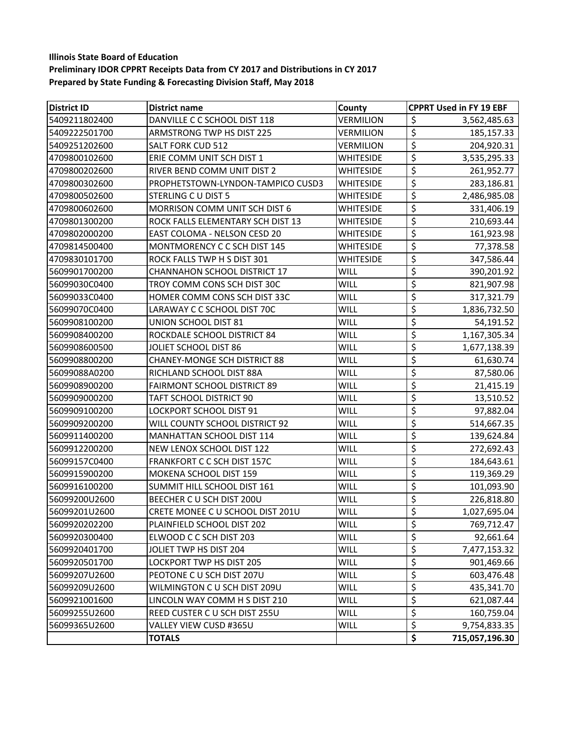**Illinois State Board of Education**

**Preliminary IDOR CPPRT Receipts Data from CY 2017 and Distributions in CY 2017**

**Prepared by State Funding & Forecasting Division Staff, May 2018**

| District ID | District name | County | CPPRT Used in FY 19 EBF |
|---|---|---|---|
| 5409211802400 | DANVILLE C C SCHOOL DIST 118 | VERMILION | $ 3,562,485.63 |
| 5409222501700 | ARMSTRONG TWP HS DIST 225 | VERMILION | $ 185,157.33 |
| 5409251202600 | SALT FORK CUD 512 | VERMILION | $ 204,920.31 |
| 4709800102600 | ERIE COMM UNIT SCH DIST 1 | WHITESIDE | $ 3,535,295.33 |
| 4709800202600 | RIVER BEND COMM UNIT DIST 2 | WHITESIDE | $ 261,952.77 |
| 4709800302600 | PROPHETSTOWN-LYNDON-TAMPICO CUSD3 | WHITESIDE | $ 283,186.81 |
| 4709800502600 | STERLING C U DIST 5 | WHITESIDE | $ 2,486,985.08 |
| 4709800602600 | MORRISON COMM UNIT SCH DIST 6 | WHITESIDE | $ 331,406.19 |
| 4709801300200 | ROCK FALLS ELEMENTARY SCH DIST 13 | WHITESIDE | $ 210,693.44 |
| 4709802000200 | EAST COLOMA - NELSON CESD 20 | WHITESIDE | $ 161,923.98 |
| 4709814500400 | MONTMORENCY C C SCH DIST 145 | WHITESIDE | $ 77,378.58 |
| 4709830101700 | ROCK FALLS TWP H S DIST 301 | WHITESIDE | $ 347,586.44 |
| 5609901700200 | CHANNAHON SCHOOL DISTRICT 17 | WILL | $ 390,201.92 |
| 56099030C0400 | TROY COMM CONS SCH DIST 30C | WILL | $ 821,907.98 |
| 56099033C0400 | HOMER COMM CONS SCH DIST 33C | WILL | $ 317,321.79 |
| 56099070C0400 | LARAWAY C C SCHOOL DIST 70C | WILL | $ 1,836,732.50 |
| 5609908100200 | UNION SCHOOL DIST 81 | WILL | $ 54,191.52 |
| 5609908400200 | ROCKDALE SCHOOL DISTRICT 84 | WILL | $ 1,167,305.34 |
| 5609908600500 | JOLIET SCHOOL DIST 86 | WILL | $ 1,677,138.39 |
| 5609908800200 | CHANEY-MONGE SCH DISTRICT 88 | WILL | $ 61,630.74 |
| 56099088A0200 | RICHLAND SCHOOL DIST 88A | WILL | $ 87,580.06 |
| 5609908900200 | FAIRMONT SCHOOL DISTRICT 89 | WILL | $ 21,415.19 |
| 5609909000200 | TAFT SCHOOL DISTRICT 90 | WILL | $ 13,510.52 |
| 5609909100200 | LOCKPORT SCHOOL DIST 91 | WILL | $ 97,882.04 |
| 5609909200200 | WILL COUNTY SCHOOL DISTRICT 92 | WILL | $ 514,667.35 |
| 5609911400200 | MANHATTAN SCHOOL DIST 114 | WILL | $ 139,624.84 |
| 5609912200200 | NEW LENOX SCHOOL DIST 122 | WILL | $ 272,692.43 |
| 56099157C0400 | FRANKFORT C C SCH DIST 157C | WILL | $ 184,643.61 |
| 5609915900200 | MOKENA SCHOOL DIST 159 | WILL | $ 119,369.29 |
| 5609916100200 | SUMMIT HILL SCHOOL DIST 161 | WILL | $ 101,093.90 |
| 56099200U2600 | BEECHER C U SCH DIST 200U | WILL | $ 226,818.80 |
| 56099201U2600 | CRETE MONEE C U SCHOOL DIST 201U | WILL | $ 1,027,695.04 |
| 5609920202200 | PLAINFIELD SCHOOL DIST 202 | WILL | $ 769,712.47 |
| 5609920300400 | ELWOOD C C SCH DIST 203 | WILL | $ 92,661.64 |
| 5609920401700 | JOLIET TWP HS DIST 204 | WILL | $ 7,477,153.32 |
| 5609920501700 | LOCKPORT TWP HS DIST 205 | WILL | $ 901,469.66 |
| 56099207U2600 | PEOTONE C U SCH DIST 207U | WILL | $ 603,476.48 |
| 56099209U2600 | WILMINGTON C U SCH DIST 209U | WILL | $ 435,341.70 |
| 5609921001600 | LINCOLN WAY COMM H S DIST 210 | WILL | $ 621,087.44 |
| 56099255U2600 | REED CUSTER C U SCH DIST 255U | WILL | $ 160,759.04 |
| 56099365U2600 | VALLEY VIEW CUSD #365U | WILL | $ 9,754,833.35 |
| | **TOTALS** | | **$ 715,057,196.30** |